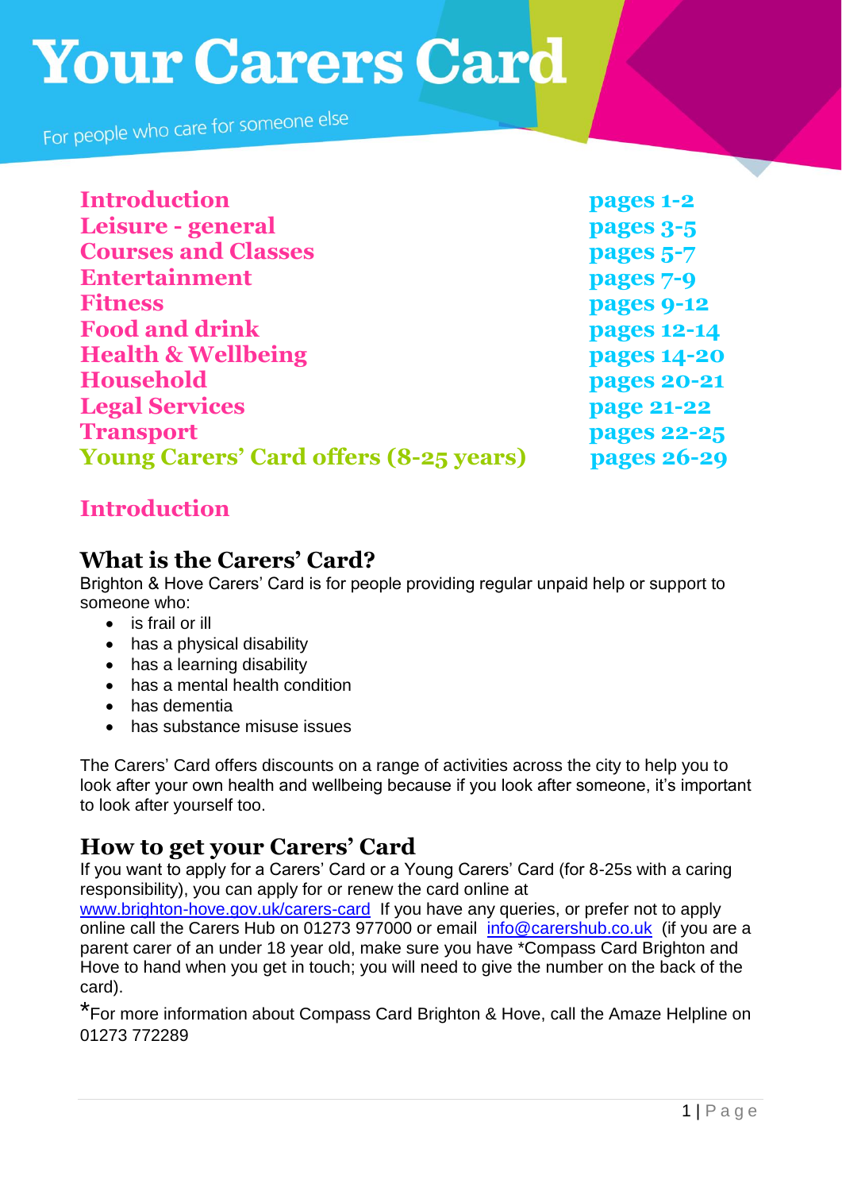# Your Carers Card

For people who care for someone else

| | |
|---|---|
| Introduction | pages 1-2 |
| Leisure - general | pages 3-5 |
| Courses and Classes | pages 5-7 |
| Entertainment | pages 7-9 |
| Fitness | pages 9-12 |
| Food and drink | pages 12-14 |
| Health & Wellbeing | pages 14-20 |
| Household | pages 20-21 |
| Legal Services | page 21-22 |
| Transport | pages 22-25 |
| Young Carers' Card offers (8-25 years) | pages 26-29 |

## Introduction

### What is the Carers' Card?

Brighton & Hove Carers' Card is for people providing regular unpaid help or support to someone who:

- is frail or ill
- has a physical disability
- has a learning disability
- has a mental health condition
- has dementia
- has substance misuse issues

The Carers' Card offers discounts on a range of activities across the city to help you to look after your own health and wellbeing because if you look after someone, it's important to look after yourself too.

### How to get your Carers' Card

If you want to apply for a Carers' Card or a Young Carers' Card (for 8-25s with a caring responsibility), you can apply for or renew the card online at www.brighton-hove.gov.uk/carers-card If you have any queries, or prefer not to apply online call the Carers Hub on 01273 977000 or email info@carershub.co.uk (if you are a parent carer of an under 18 year old, make sure you have *Compass Card Brighton and Hove to hand when you get in touch; you will need to give the number on the back of the card).

*For more information about Compass Card Brighton & Hove, call the Amaze Helpline on 01273 772289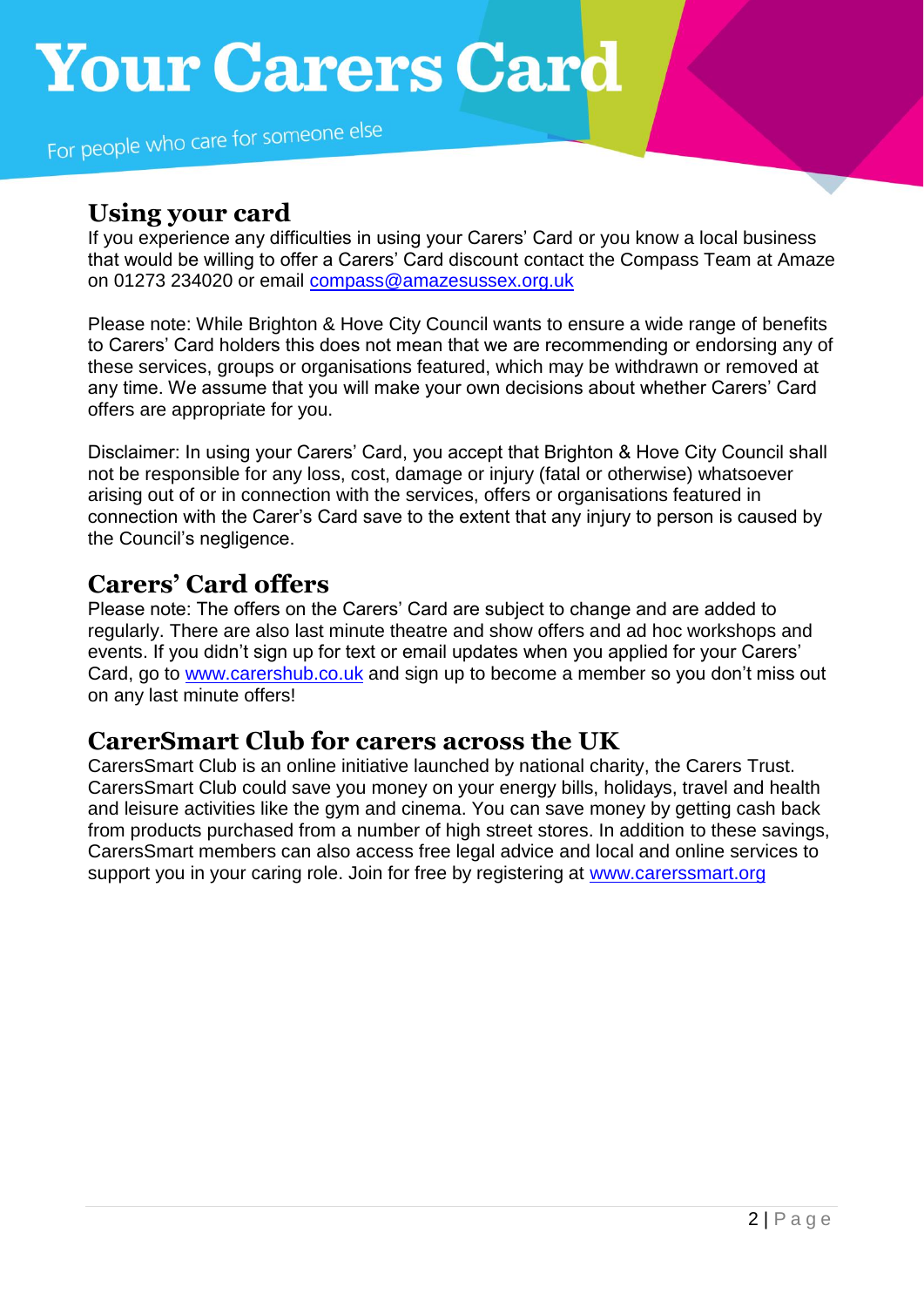# Your Carers Card

For people who care for someone else

## Using your card

If you experience any difficulties in using your Carers' Card or you know a local business that would be willing to offer a Carers' Card discount contact the Compass Team at Amaze on 01273 234020 or email compass@amazesussex.org.uk

Please note: While Brighton & Hove City Council wants to ensure a wide range of benefits to Carers' Card holders this does not mean that we are recommending or endorsing any of these services, groups or organisations featured, which may be withdrawn or removed at any time. We assume that you will make your own decisions about whether Carers' Card offers are appropriate for you.

Disclaimer: In using your Carers' Card, you accept that Brighton & Hove City Council shall not be responsible for any loss, cost, damage or injury (fatal or otherwise) whatsoever arising out of or in connection with the services, offers or organisations featured in connection with the Carer's Card save to the extent that any injury to person is caused by the Council's negligence.

## Carers' Card offers

Please note: The offers on the Carers' Card are subject to change and are added to regularly. There are also last minute theatre and show offers and ad hoc workshops and events. If you didn't sign up for text or email updates when you applied for your Carers' Card, go to www.carershub.co.uk and sign up to become a member so you don't miss out on any last minute offers!

## CarerSmart Club for carers across the UK

CarersSmart Club is an online initiative launched by national charity, the Carers Trust. CarersSmart Club could save you money on your energy bills, holidays, travel and health and leisure activities like the gym and cinema. You can save money by getting cash back from products purchased from a number of high street stores. In addition to these savings, CarersSmart members can also access free legal advice and local and online services to support you in your caring role. Join for free by registering at www.carerssmart.org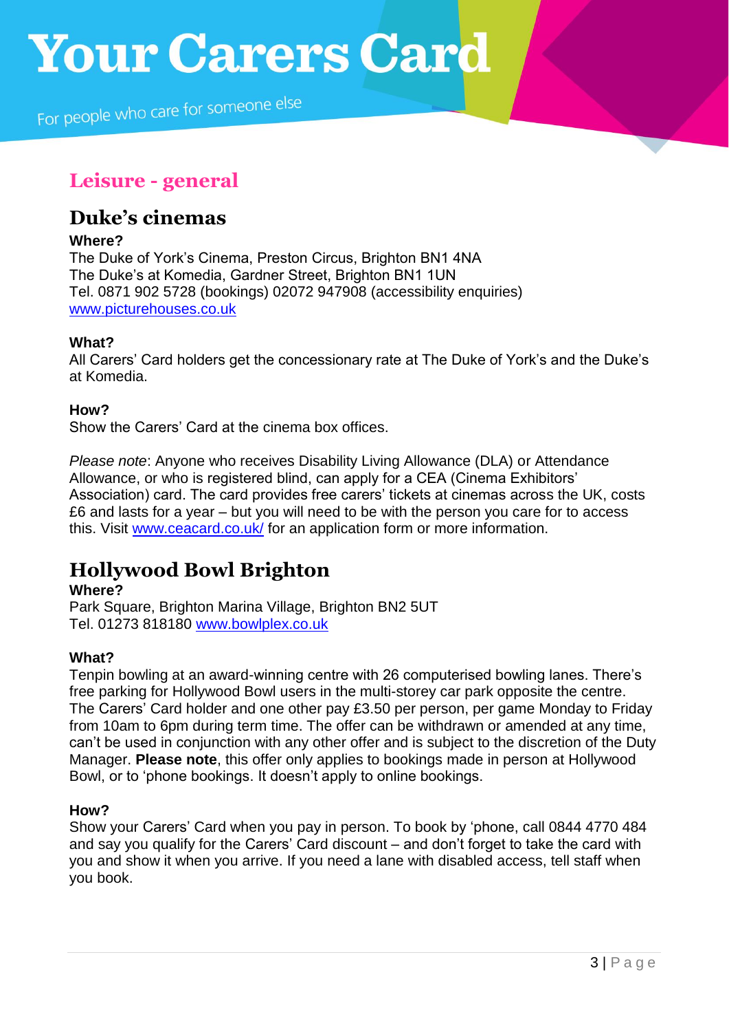# Your Carers Card

For people who care for someone else

## Leisure - general

### Duke's cinemas

**Where?**
The Duke of York's Cinema, Preston Circus, Brighton BN1 4NA
The Duke's at Komedia, Gardner Street, Brighton BN1 1UN
Tel. 0871 902 5728 (bookings) 02072 947908 (accessibility enquiries)
www.picturehouses.co.uk

**What?**
All Carers' Card holders get the concessionary rate at The Duke of York's and the Duke's at Komedia.

**How?**
Show the Carers' Card at the cinema box offices.

*Please note*: Anyone who receives Disability Living Allowance (DLA) or Attendance Allowance, or who is registered blind, can apply for a CEA (Cinema Exhibitors' Association) card. The card provides free carers' tickets at cinemas across the UK, costs £6 and lasts for a year – but you will need to be with the person you care for to access this. Visit www.ceacard.co.uk/ for an application form or more information.

### Hollywood Bowl Brighton

**Where?**
Park Square, Brighton Marina Village, Brighton BN2 5UT
Tel. 01273 818180 www.bowlplex.co.uk

**What?**
Tenpin bowling at an award-winning centre with 26 computerised bowling lanes. There's free parking for Hollywood Bowl users in the multi-storey car park opposite the centre. The Carers' Card holder and one other pay £3.50 per person, per game Monday to Friday from 10am to 6pm during term time. The offer can be withdrawn or amended at any time, can't be used in conjunction with any other offer and is subject to the discretion of the Duty Manager. **Please note**, this offer only applies to bookings made in person at Hollywood Bowl, or to 'phone bookings. It doesn't apply to online bookings.

**How?**
Show your Carers' Card when you pay in person. To book by 'phone, call 0844 4770 484 and say you qualify for the Carers' Card discount – and don't forget to take the card with you and show it when you arrive. If you need a lane with disabled access, tell staff when you book.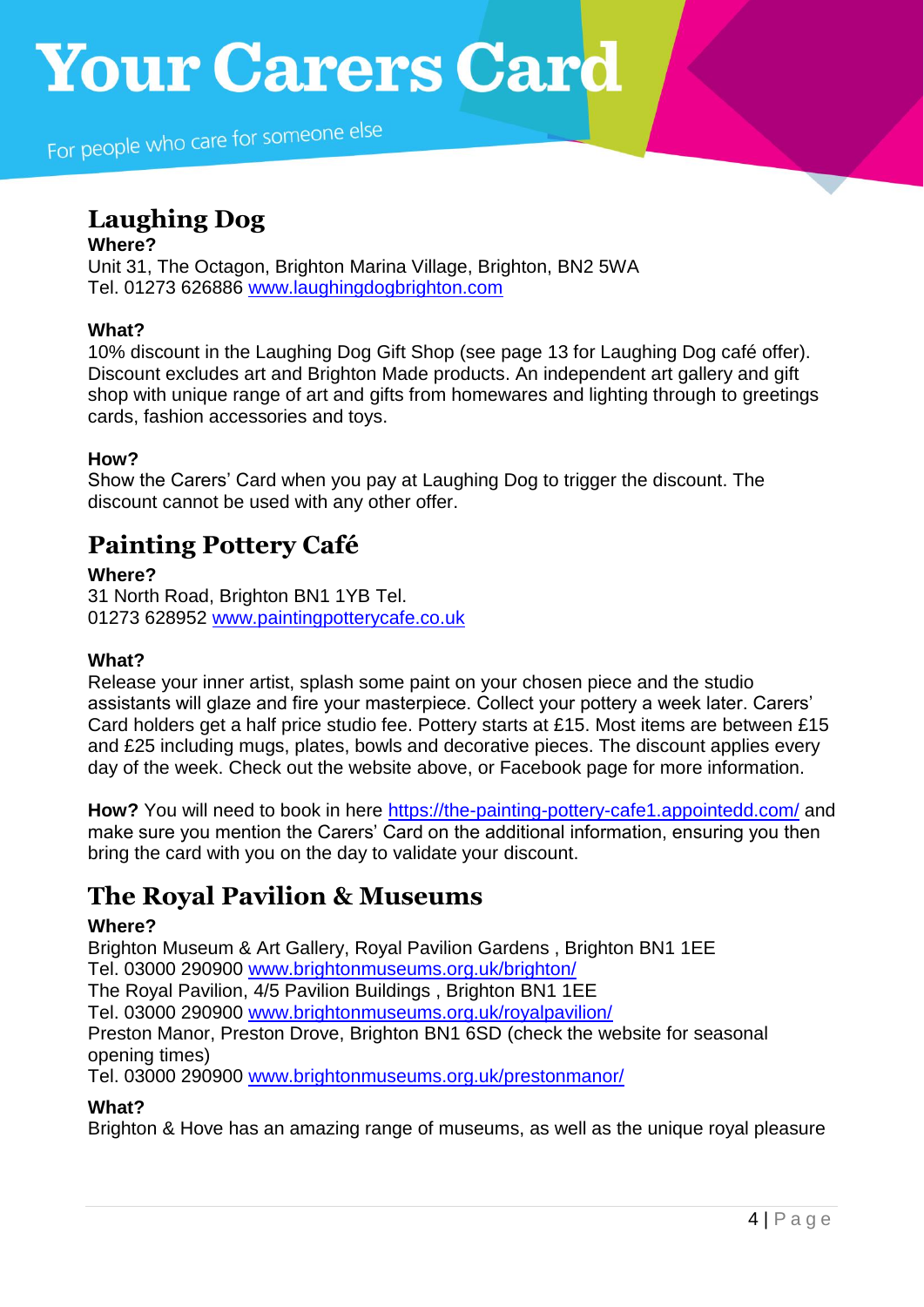## Laughing Dog

**Where?**
Unit 31, The Octagon, Brighton Marina Village, Brighton, BN2 5WA
Tel. 01273 626886 [www.laughingdogbrighton.com](http://www.laughingdogbrighton.com)

**What?**
10% discount in the Laughing Dog Gift Shop (see page 13 for Laughing Dog café offer). Discount excludes art and Brighton Made products. An independent art gallery and gift shop with unique range of art and gifts from homewares and lighting through to greetings cards, fashion accessories and toys.

**How?**
Show the Carers' Card when you pay at Laughing Dog to trigger the discount. The discount cannot be used with any other offer.

## Painting Pottery Café

**Where?**
31 North Road, Brighton BN1 1YB Tel.
01273 628952 [www.paintingpotterycafe.co.uk](http://www.paintingpotterycafe.co.uk)

**What?**
Release your inner artist, splash some paint on your chosen piece and the studio assistants will glaze and fire your masterpiece. Collect your pottery a week later. Carers' Card holders get a half price studio fee. Pottery starts at £15. Most items are between £15 and £25 including mugs, plates, bowls and decorative pieces. The discount applies every day of the week. Check out the website above, or Facebook page for more information.

**How?** You will need to book in here [https://the-painting-pottery-cafe1.appointedd.com/](https://the-painting-pottery-cafe1.appointedd.com/) and make sure you mention the Carers' Card on the additional information, ensuring you then bring the card with you on the day to validate your discount.

## The Royal Pavilion & Museums

**Where?**
Brighton Museum & Art Gallery, Royal Pavilion Gardens , Brighton BN1 1EE
Tel. 03000 290900 [www.brightonmuseums.org.uk/brighton/](http://www.brightonmuseums.org.uk/brighton/)
The Royal Pavilion, 4/5 Pavilion Buildings , Brighton BN1 1EE
Tel. 03000 290900 [www.brightonmuseums.org.uk/royalpavilion/](http://www.brightonmuseums.org.uk/royalpavilion/)
Preston Manor, Preston Drove, Brighton BN1 6SD (check the website for seasonal opening times)
Tel. 03000 290900 [www.brightonmuseums.org.uk/prestonmanor/](http://www.brightonmuseums.org.uk/prestonmanor/)

**What?**
Brighton & Hove has an amazing range of museums, as well as the unique royal pleasure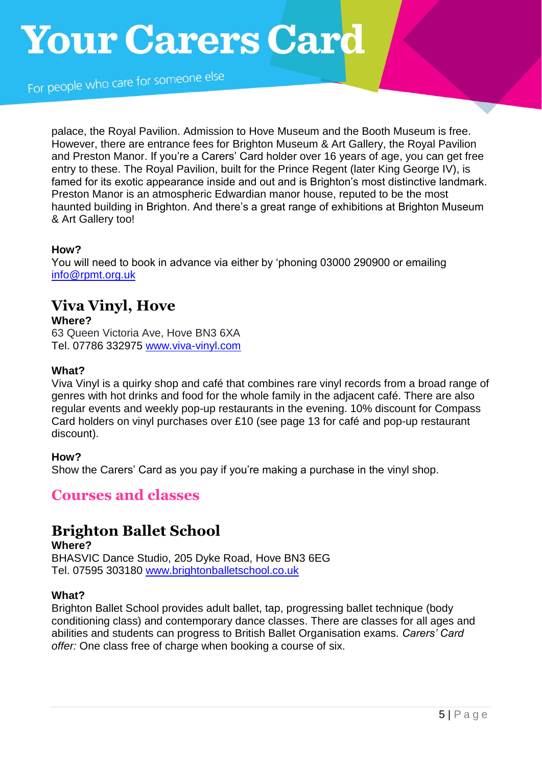palace, the Royal Pavilion. Admission to Hove Museum and the Booth Museum is free. However, there are entrance fees for Brighton Museum & Art Gallery, the Royal Pavilion and Preston Manor. If you're a Carers' Card holder over 16 years of age, you can get free entry to these. The Royal Pavilion, built for the Prince Regent (later King George IV), is famed for its exotic appearance inside and out and is Brighton's most distinctive landmark. Preston Manor is an atmospheric Edwardian manor house, reputed to be the most haunted building in Brighton. And there's a great range of exhibitions at Brighton Museum & Art Gallery too!

**How?**
You will need to book in advance via either by 'phoning 03000 290900 or emailing info@rpmt.org.uk

## Viva Vinyl, Hove

**Where?**
63 Queen Victoria Ave, Hove BN3 6XA
Tel. 07786 332975 www.viva-vinyl.com

**What?**
Viva Vinyl is a quirky shop and café that combines rare vinyl records from a broad range of genres with hot drinks and food for the whole family in the adjacent café. There are also regular events and weekly pop-up restaurants in the evening. 10% discount for Compass Card holders on vinyl purchases over £10 (see page 13 for café and pop-up restaurant discount).

**How?**
Show the Carers' Card as you pay if you're making a purchase in the vinyl shop.

# Courses and classes

## Brighton Ballet School

**Where?**
BHASVIC Dance Studio, 205 Dyke Road, Hove BN3 6EG
Tel. 07595 303180 www.brightonballetschool.co.uk

**What?**
Brighton Ballet School provides adult ballet, tap, progressing ballet technique (body conditioning class) and contemporary dance classes. There are classes for all ages and abilities and students can progress to British Ballet Organisation exams. *Carers' Card offer:* One class free of charge when booking a course of six.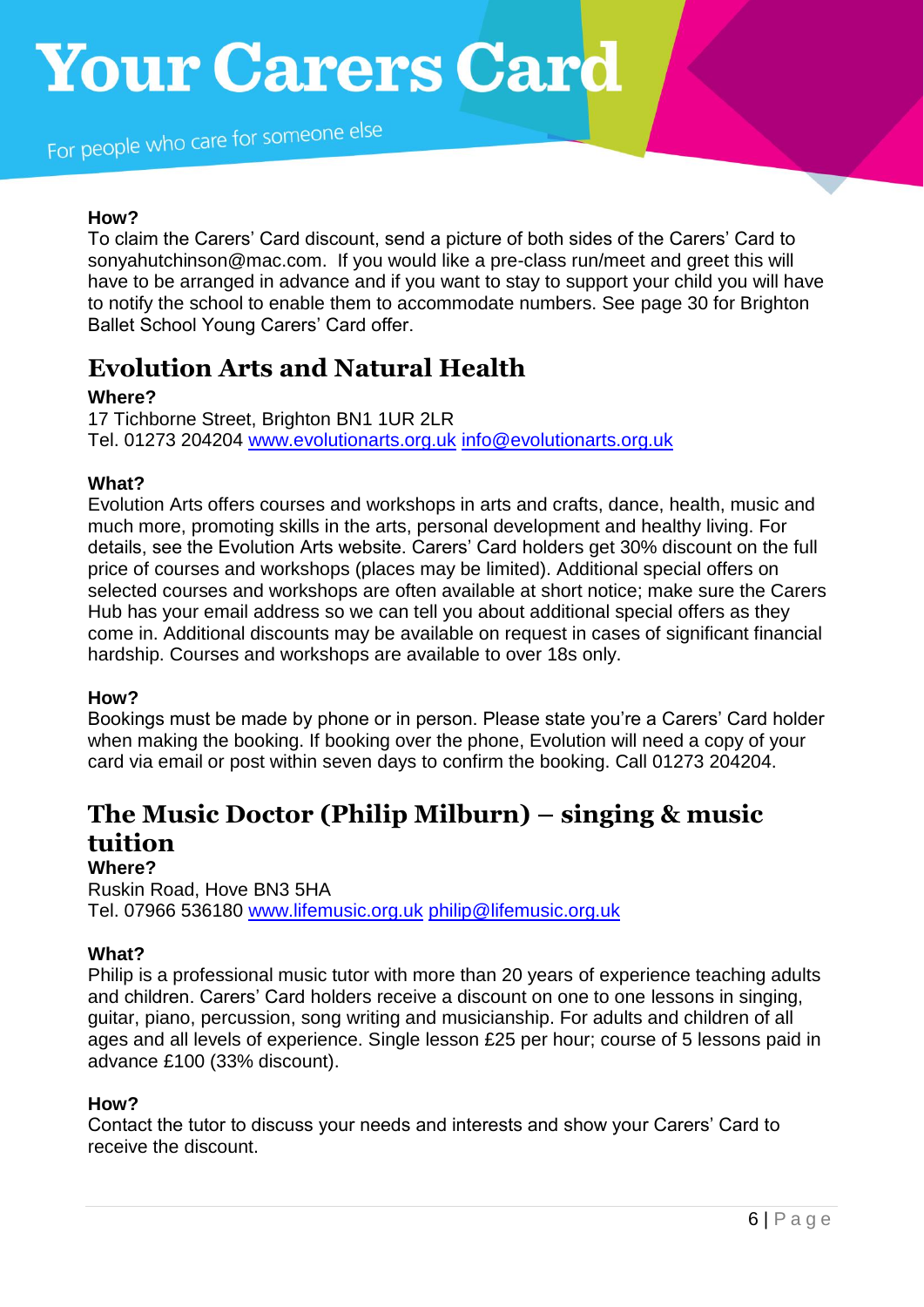**How?**
To claim the Carers' Card discount, send a picture of both sides of the Carers' Card to sonyahutchinson@mac.com. If you would like a pre-class run/meet and greet this will have to be arranged in advance and if you want to stay to support your child you will have to notify the school to enable them to accommodate numbers. See page 30 for Brighton Ballet School Young Carers' Card offer.

## Evolution Arts and Natural Health

**Where?**
17 Tichborne Street, Brighton BN1 1UR 2LR
Tel. 01273 204204 www.evolutionarts.org.uk info@evolutionarts.org.uk

**What?**
Evolution Arts offers courses and workshops in arts and crafts, dance, health, music and much more, promoting skills in the arts, personal development and healthy living. For details, see the Evolution Arts website. Carers' Card holders get 30% discount on the full price of courses and workshops (places may be limited). Additional special offers on selected courses and workshops are often available at short notice; make sure the Carers Hub has your email address so we can tell you about additional special offers as they come in. Additional discounts may be available on request in cases of significant financial hardship. Courses and workshops are available to over 18s only.

**How?**
Bookings must be made by phone or in person. Please state you're a Carers' Card holder when making the booking. If booking over the phone, Evolution will need a copy of your card via email or post within seven days to confirm the booking. Call 01273 204204.

## The Music Doctor (Philip Milburn) – singing & music tuition

**Where?**
Ruskin Road, Hove BN3 5HA
Tel. 07966 536180 www.lifemusic.org.uk philip@lifemusic.org.uk

**What?**
Philip is a professional music tutor with more than 20 years of experience teaching adults and children. Carers' Card holders receive a discount on one to one lessons in singing, guitar, piano, percussion, song writing and musicianship. For adults and children of all ages and all levels of experience. Single lesson £25 per hour; course of 5 lessons paid in advance £100 (33% discount).

**How?**
Contact the tutor to discuss your needs and interests and show your Carers' Card to receive the discount.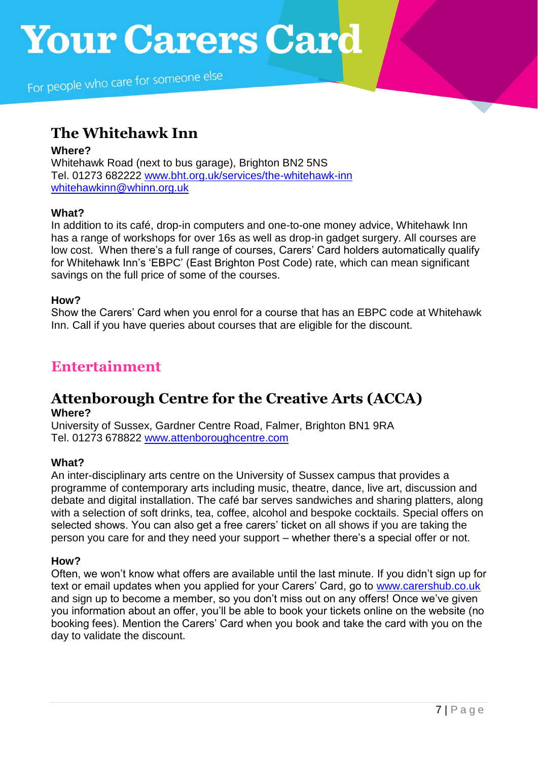## The Whitehawk Inn

**Where?**
Whitehawk Road (next to bus garage), Brighton BN2 5NS
Tel. 01273 682222 www.bht.org.uk/services/the-whitehawk-inn
whitehawkinn@whinn.org.uk

**What?**
In addition to its café, drop-in computers and one-to-one money advice, Whitehawk Inn has a range of workshops for over 16s as well as drop-in gadget surgery. All courses are low cost. When there's a full range of courses, Carers' Card holders automatically qualify for Whitehawk Inn's 'EBPC' (East Brighton Post Code) rate, which can mean significant savings on the full price of some of the courses.

**How?**
Show the Carers' Card when you enrol for a course that has an EBPC code at Whitehawk Inn. Call if you have queries about courses that are eligible for the discount.

# Entertainment

## Attenborough Centre for the Creative Arts (ACCA)

**Where?**
University of Sussex, Gardner Centre Road, Falmer, Brighton BN1 9RA
Tel. 01273 678822 www.attenboroughcentre.com

**What?**
An inter-disciplinary arts centre on the University of Sussex campus that provides a programme of contemporary arts including music, theatre, dance, live art, discussion and debate and digital installation. The café bar serves sandwiches and sharing platters, along with a selection of soft drinks, tea, coffee, alcohol and bespoke cocktails. Special offers on selected shows. You can also get a free carers' ticket on all shows if you are taking the person you care for and they need your support – whether there's a special offer or not.

**How?**
Often, we won't know what offers are available until the last minute. If you didn't sign up for text or email updates when you applied for your Carers' Card, go to www.carershub.co.uk and sign up to become a member, so you don't miss out on any offers! Once we've given you information about an offer, you'll be able to book your tickets online on the website (no booking fees). Mention the Carers' Card when you book and take the card with you on the day to validate the discount.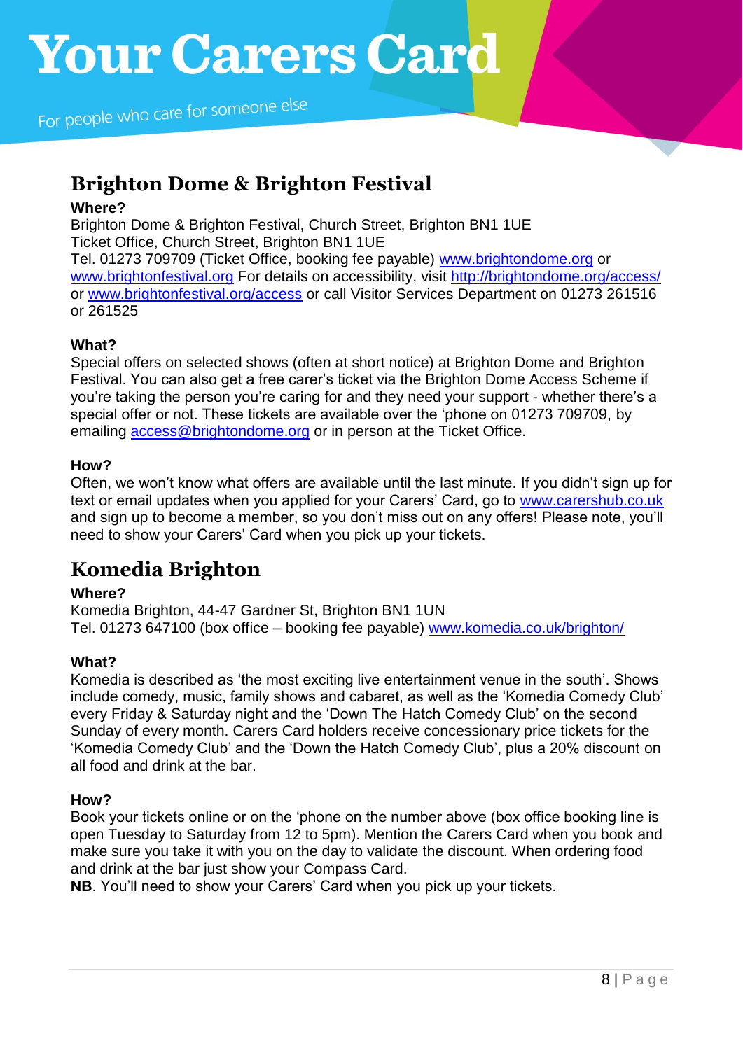## Brighton Dome & Brighton Festival

**Where?**
Brighton Dome & Brighton Festival, Church Street, Brighton BN1 1UE
Ticket Office, Church Street, Brighton BN1 1UE
Tel. 01273 709709 (Ticket Office, booking fee payable) www.brightondome.org or www.brightonfestival.org For details on accessibility, visit http://brightondome.org/access/ or www.brightonfestival.org/access or call Visitor Services Department on 01273 261516 or 261525

**What?**
Special offers on selected shows (often at short notice) at Brighton Dome and Brighton Festival. You can also get a free carer's ticket via the Brighton Dome Access Scheme if you're taking the person you're caring for and they need your support - whether there's a special offer or not. These tickets are available over the 'phone on 01273 709709, by emailing access@brightondome.org or in person at the Ticket Office.

**How?**
Often, we won't know what offers are available until the last minute. If you didn't sign up for text or email updates when you applied for your Carers' Card, go to www.carershub.co.uk and sign up to become a member, so you don't miss out on any offers! Please note, you'll need to show your Carers' Card when you pick up your tickets.

## Komedia Brighton

**Where?**
Komedia Brighton, 44-47 Gardner St, Brighton BN1 1UN
Tel. 01273 647100 (box office – booking fee payable) www.komedia.co.uk/brighton/

**What?**
Komedia is described as 'the most exciting live entertainment venue in the south'. Shows include comedy, music, family shows and cabaret, as well as the 'Komedia Comedy Club' every Friday & Saturday night and the 'Down The Hatch Comedy Club' on the second Sunday of every month. Carers Card holders receive concessionary price tickets for the 'Komedia Comedy Club' and the 'Down the Hatch Comedy Club', plus a 20% discount on all food and drink at the bar.

**How?**
Book your tickets online or on the 'phone on the number above (box office booking line is open Tuesday to Saturday from 12 to 5pm). Mention the Carers Card when you book and make sure you take it with you on the day to validate the discount. When ordering food and drink at the bar just show your Compass Card.
**NB**. You'll need to show your Carers' Card when you pick up your tickets.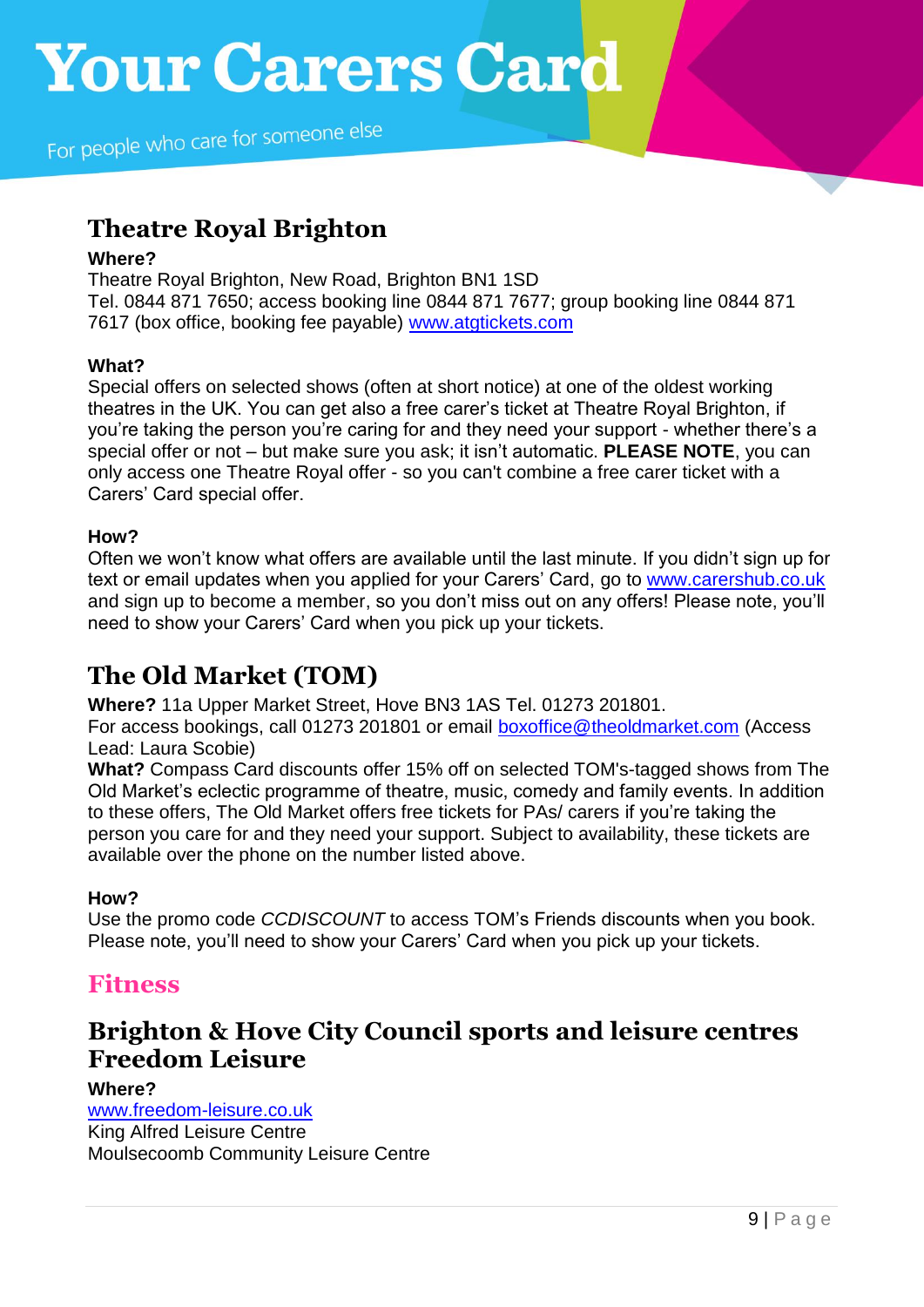## Theatre Royal Brighton

**Where?**
Theatre Royal Brighton, New Road, Brighton BN1 1SD
Tel. 0844 871 7650; access booking line 0844 871 7677; group booking line 0844 871 7617 (box office, booking fee payable) www.atgtickets.com

**What?**
Special offers on selected shows (often at short notice) at one of the oldest working theatres in the UK. You can get also a free carer's ticket at Theatre Royal Brighton, if you're taking the person you're caring for and they need your support - whether there's a special offer or not – but make sure you ask; it isn't automatic. **PLEASE NOTE**, you can only access one Theatre Royal offer - so you can't combine a free carer ticket with a Carers' Card special offer.

**How?**
Often we won't know what offers are available until the last minute. If you didn't sign up for text or email updates when you applied for your Carers' Card, go to www.carershub.co.uk and sign up to become a member, so you don't miss out on any offers! Please note, you'll need to show your Carers' Card when you pick up your tickets.

## The Old Market (TOM)

**Where?** 11a Upper Market Street, Hove BN3 1AS Tel. 01273 201801.
For access bookings, call 01273 201801 or email boxoffice@theoldmarket.com (Access Lead: Laura Scobie)
**What?** Compass Card discounts offer 15% off on selected TOM's-tagged shows from The Old Market's eclectic programme of theatre, music, comedy and family events. In addition to these offers, The Old Market offers free tickets for PAs/ carers if you're taking the person you care for and they need your support. Subject to availability, these tickets are available over the phone on the number listed above.

**How?**
Use the promo code *CCDISCOUNT* to access TOM's Friends discounts when you book. Please note, you'll need to show your Carers' Card when you pick up your tickets.

# Fitness

## Brighton & Hove City Council sports and leisure centres Freedom Leisure

**Where?**
www.freedom-leisure.co.uk
King Alfred Leisure Centre
Moulsecoomb Community Leisure Centre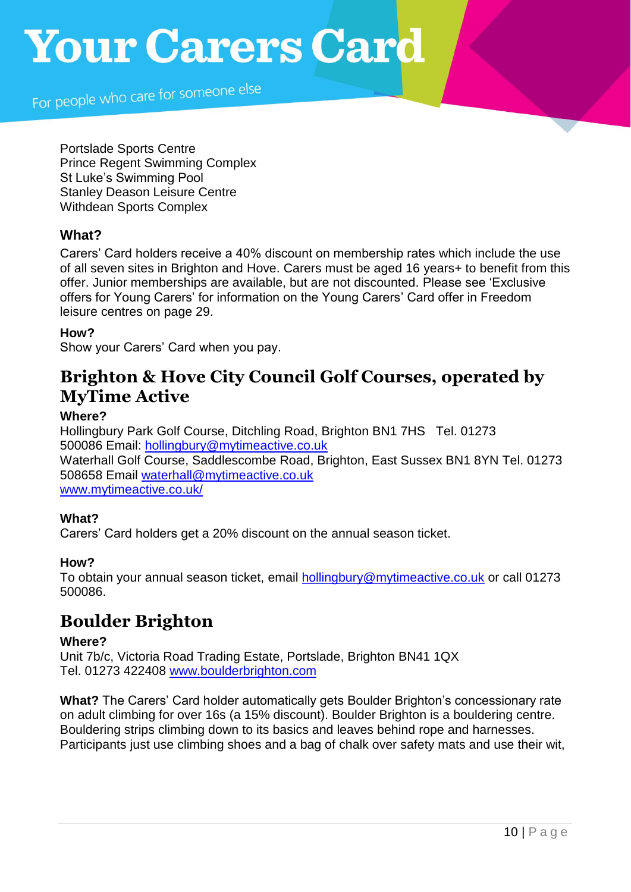Portslade Sports Centre
Prince Regent Swimming Complex
St Luke's Swimming Pool
Stanley Deason Leisure Centre
Withdean Sports Complex

**What?**

Carers' Card holders receive a 40% discount on membership rates which include the use of all seven sites in Brighton and Hove. Carers must be aged 16 years+ to benefit from this offer. Junior memberships are available, but are not discounted. Please see 'Exclusive offers for Young Carers' for information on the Young Carers' Card offer in Freedom leisure centres on page 29.

**How?**

Show your Carers' Card when you pay.

## Brighton & Hove City Council Golf Courses, operated by MyTime Active

**Where?**

Hollingbury Park Golf Course, Ditchling Road, Brighton BN1 7HS Tel. 01273 500086 Email: hollingbury@mytimeactive.co.uk
Waterhall Golf Course, Saddlescombe Road, Brighton, East Sussex BN1 8YN Tel. 01273 508658 Email waterhall@mytimeactive.co.uk
www.mytimeactive.co.uk/

**What?**

Carers' Card holders get a 20% discount on the annual season ticket.

**How?**

To obtain your annual season ticket, email hollingbury@mytimeactive.co.uk or call 01273 500086.

## Boulder Brighton

**Where?**

Unit 7b/c, Victoria Road Trading Estate, Portslade, Brighton BN41 1QX
Tel. 01273 422408 www.boulderbrighton.com

**What?** The Carers' Card holder automatically gets Boulder Brighton's concessionary rate on adult climbing for over 16s (a 15% discount). Boulder Brighton is a bouldering centre. Bouldering strips climbing down to its basics and leaves behind rope and harnesses. Participants just use climbing shoes and a bag of chalk over safety mats and use their wit,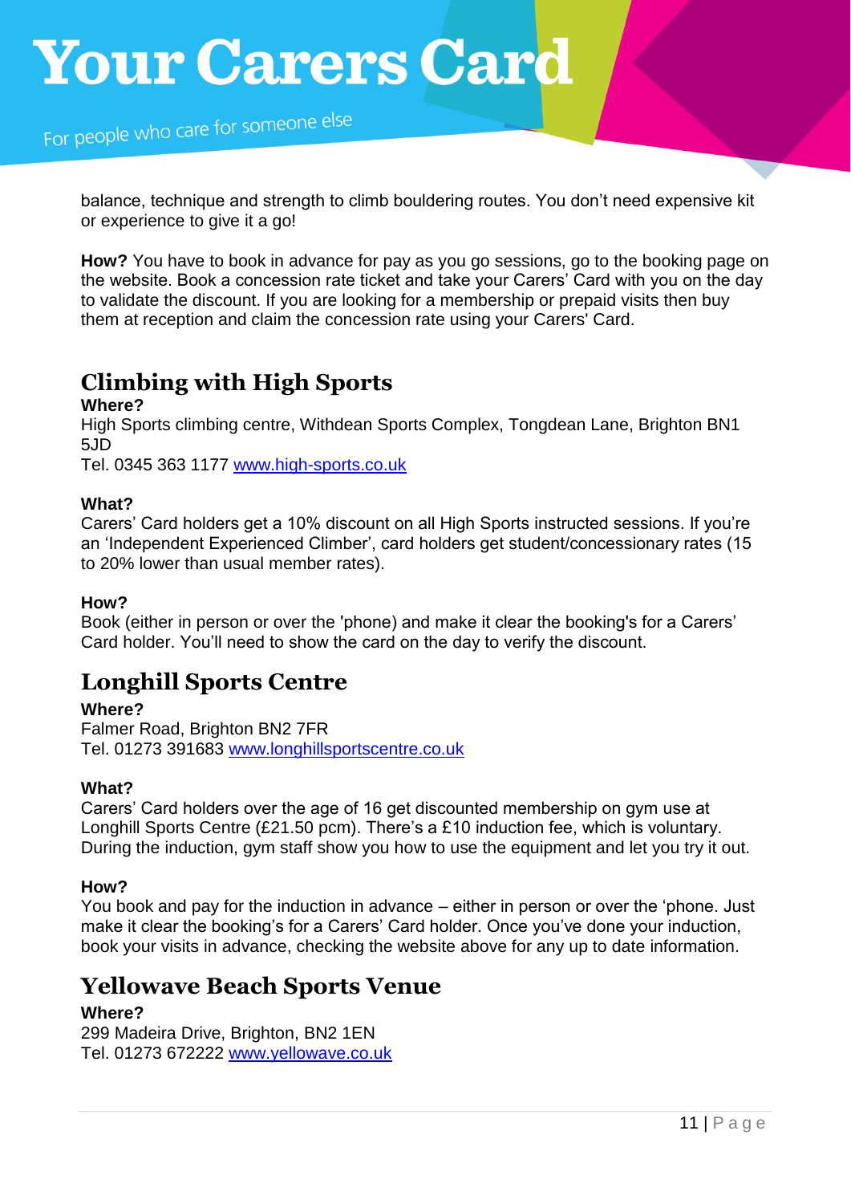balance, technique and strength to climb bouldering routes. You don't need expensive kit or experience to give it a go!

**How?** You have to book in advance for pay as you go sessions, go to the booking page on the website. Book a concession rate ticket and take your Carers' Card with you on the day to validate the discount. If you are looking for a membership or prepaid visits then buy them at reception and claim the concession rate using your Carers' Card.

## Climbing with High Sports

**Where?**
High Sports climbing centre, Withdean Sports Complex, Tongdean Lane, Brighton BN1 5JD
Tel. 0345 363 1177 www.high-sports.co.uk

**What?**
Carers' Card holders get a 10% discount on all High Sports instructed sessions. If you're an 'Independent Experienced Climber', card holders get student/concessionary rates (15 to 20% lower than usual member rates).

**How?**
Book (either in person or over the 'phone) and make it clear the booking's for a Carers' Card holder. You'll need to show the card on the day to verify the discount.

## Longhill Sports Centre

**Where?**
Falmer Road, Brighton BN2 7FR
Tel. 01273 391683 www.longhillsportscentre.co.uk

**What?**
Carers' Card holders over the age of 16 get discounted membership on gym use at Longhill Sports Centre (£21.50 pcm). There's a £10 induction fee, which is voluntary. During the induction, gym staff show you how to use the equipment and let you try it out.

**How?**
You book and pay for the induction in advance – either in person or over the 'phone. Just make it clear the booking's for a Carers' Card holder. Once you've done your induction, book your visits in advance, checking the website above for any up to date information.

## Yellowave Beach Sports Venue

**Where?**
299 Madeira Drive, Brighton, BN2 1EN
Tel. 01273 672222 www.yellowave.co.uk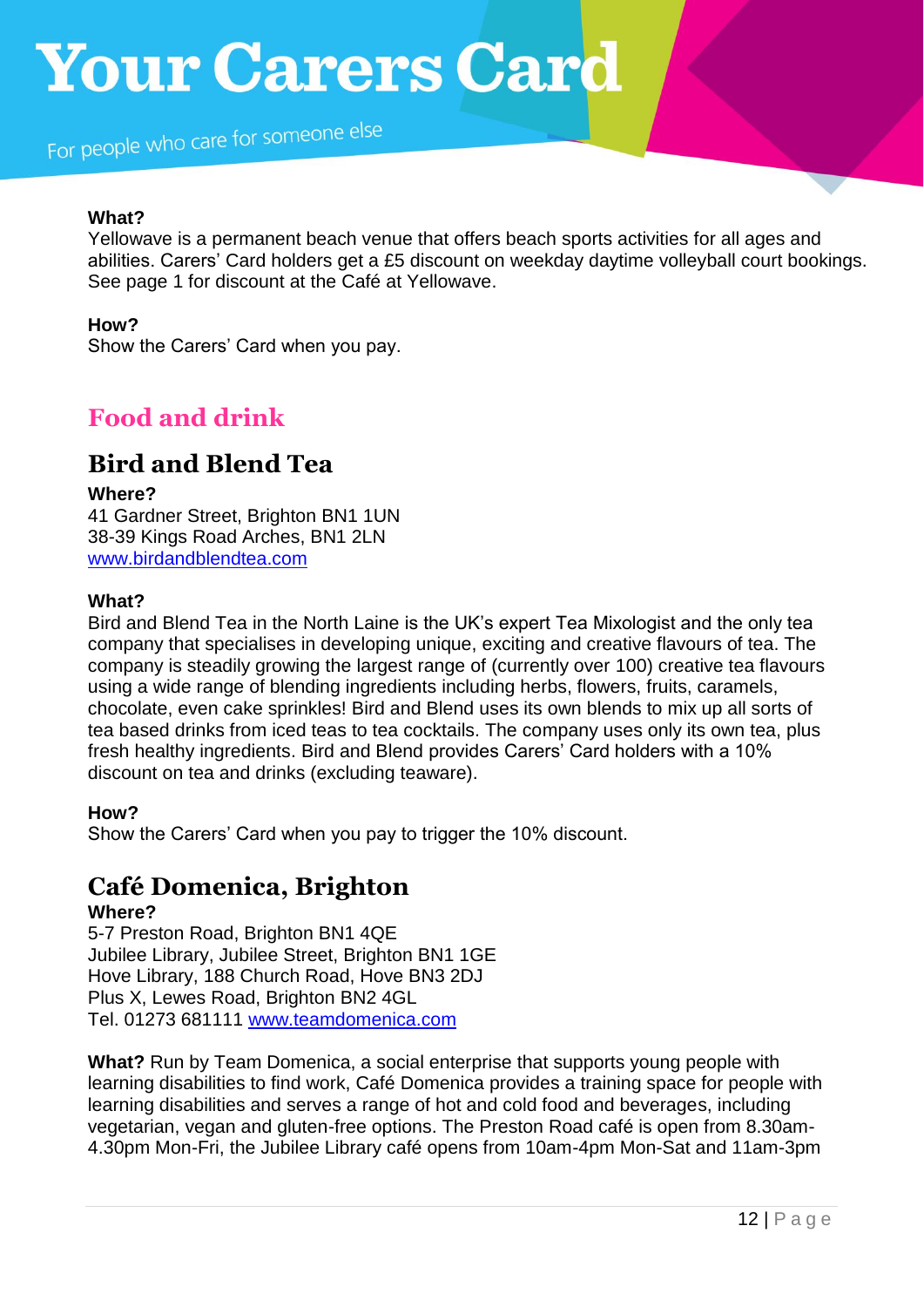**What?**
Yellowave is a permanent beach venue that offers beach sports activities for all ages and abilities. Carers' Card holders get a £5 discount on weekday daytime volleyball court bookings. See page 1 for discount at the Café at Yellowave.

**How?**
Show the Carers' Card when you pay.

## Food and drink

### Bird and Blend Tea

**Where?**
41 Gardner Street, Brighton BN1 1UN
38-39 Kings Road Arches, BN1 2LN
www.birdandblendtea.com

**What?**
Bird and Blend Tea in the North Laine is the UK's expert Tea Mixologist and the only tea company that specialises in developing unique, exciting and creative flavours of tea. The company is steadily growing the largest range of (currently over 100) creative tea flavours using a wide range of blending ingredients including herbs, flowers, fruits, caramels, chocolate, even cake sprinkles! Bird and Blend uses its own blends to mix up all sorts of tea based drinks from iced teas to tea cocktails. The company uses only its own tea, plus fresh healthy ingredients. Bird and Blend provides Carers' Card holders with a 10% discount on tea and drinks (excluding teaware).

**How?**
Show the Carers' Card when you pay to trigger the 10% discount.

### Café Domenica, Brighton

**Where?**
5-7 Preston Road, Brighton BN1 4QE
Jubilee Library, Jubilee Street, Brighton BN1 1GE
Hove Library, 188 Church Road, Hove BN3 2DJ
Plus X, Lewes Road, Brighton BN2 4GL
Tel. 01273 681111 www.teamdomenica.com

**What?** Run by Team Domenica, a social enterprise that supports young people with learning disabilities to find work, Café Domenica provides a training space for people with learning disabilities and serves a range of hot and cold food and beverages, including vegetarian, vegan and gluten-free options. The Preston Road café is open from 8.30am-4.30pm Mon-Fri, the Jubilee Library café opens from 10am-4pm Mon-Sat and 11am-3pm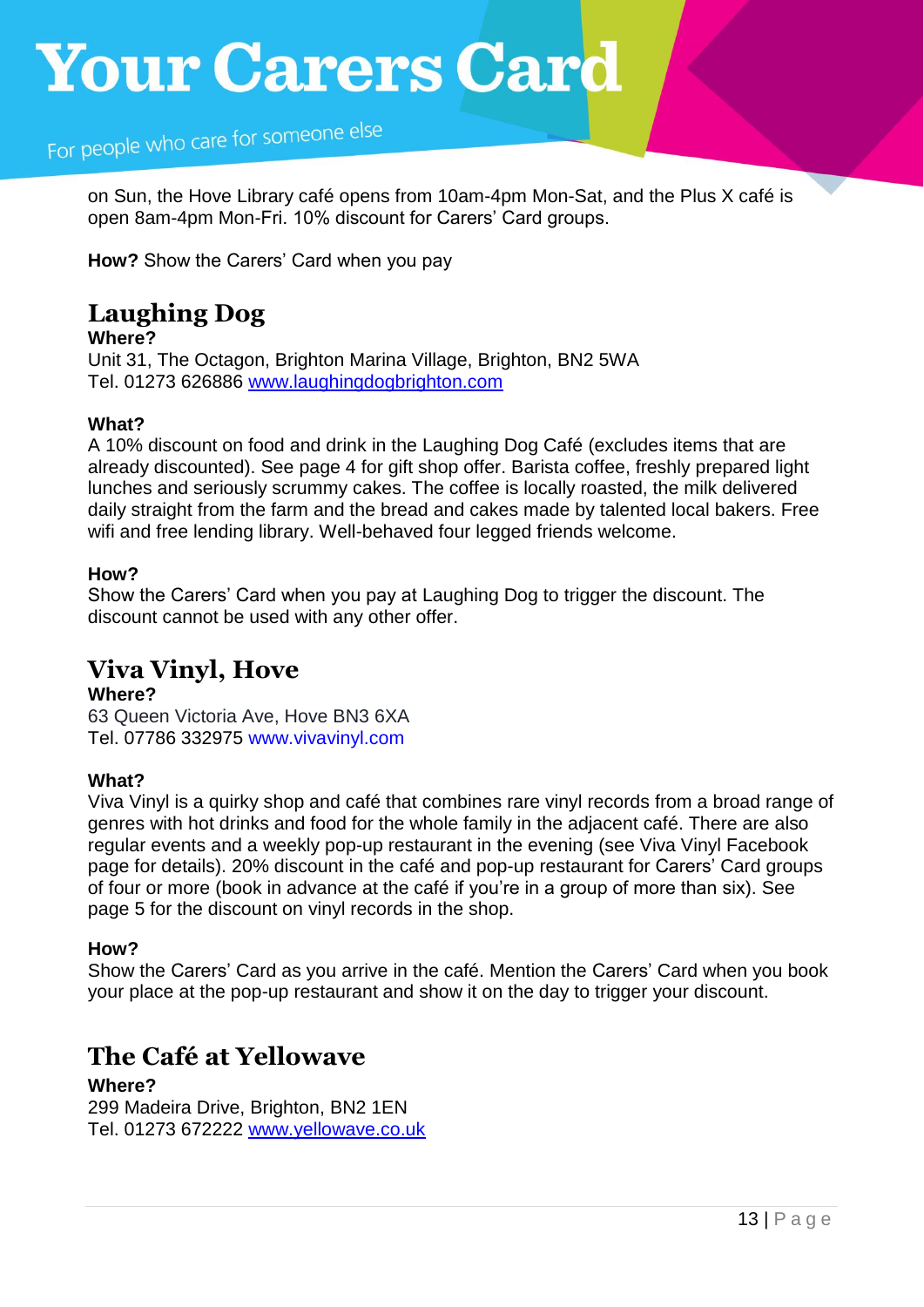on Sun, the Hove Library café opens from 10am-4pm Mon-Sat, and the Plus X café is open 8am-4pm Mon-Fri. 10% discount for Carers' Card groups.

**How?** Show the Carers' Card when you pay

## Laughing Dog

**Where?**
Unit 31, The Octagon, Brighton Marina Village, Brighton, BN2 5WA
Tel. 01273 626886 www.laughingdogbrighton.com

**What?**
A 10% discount on food and drink in the Laughing Dog Café (excludes items that are already discounted). See page 4 for gift shop offer. Barista coffee, freshly prepared light lunches and seriously scrummy cakes. The coffee is locally roasted, the milk delivered daily straight from the farm and the bread and cakes made by talented local bakers. Free wifi and free lending library. Well-behaved four legged friends welcome.

**How?**
Show the Carers' Card when you pay at Laughing Dog to trigger the discount. The discount cannot be used with any other offer.

## Viva Vinyl, Hove

**Where?**
63 Queen Victoria Ave, Hove BN3 6XA
Tel. 07786 332975 www.vivavinyl.com

**What?**
Viva Vinyl is a quirky shop and café that combines rare vinyl records from a broad range of genres with hot drinks and food for the whole family in the adjacent café. There are also regular events and a weekly pop-up restaurant in the evening (see Viva Vinyl Facebook page for details). 20% discount in the café and pop-up restaurant for Carers' Card groups of four or more (book in advance at the café if you're in a group of more than six). See page 5 for the discount on vinyl records in the shop.

**How?**
Show the Carers' Card as you arrive in the café. Mention the Carers' Card when you book your place at the pop-up restaurant and show it on the day to trigger your discount.

## The Café at Yellowave

**Where?**
299 Madeira Drive, Brighton, BN2 1EN
Tel. 01273 672222 www.yellowave.co.uk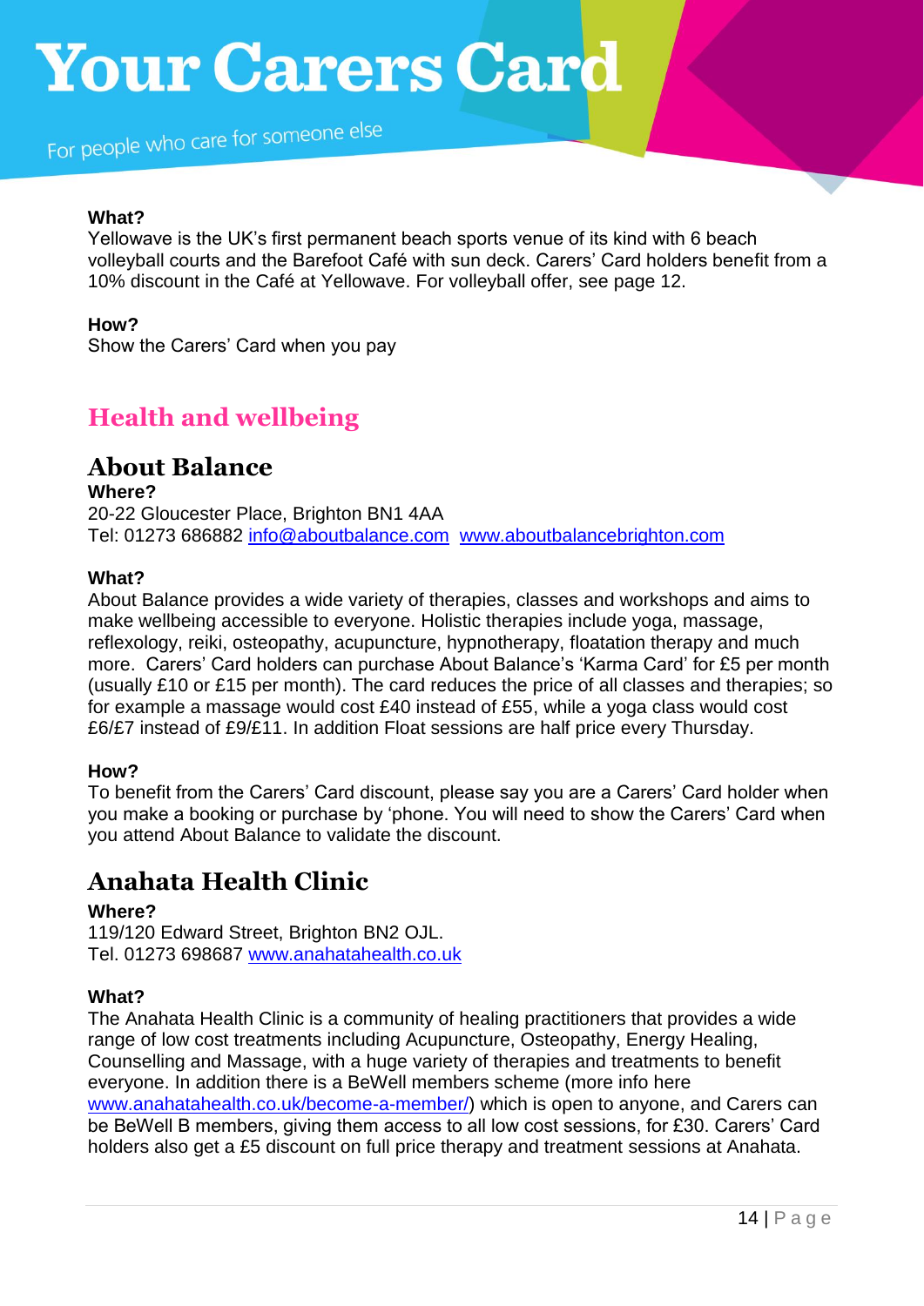**What?**
Yellowave is the UK's first permanent beach sports venue of its kind with 6 beach volleyball courts and the Barefoot Café with sun deck. Carers' Card holders benefit from a 10% discount in the Café at Yellowave. For volleyball offer, see page 12.

**How?**
Show the Carers' Card when you pay

## Health and wellbeing

### About Balance

**Where?**
20-22 Gloucester Place, Brighton BN1 4AA
Tel: 01273 686882 info@aboutbalance.com www.aboutbalancebrighton.com

**What?**
About Balance provides a wide variety of therapies, classes and workshops and aims to make wellbeing accessible to everyone. Holistic therapies include yoga, massage, reflexology, reiki, osteopathy, acupuncture, hypnotherapy, floatation therapy and much more. Carers' Card holders can purchase About Balance's 'Karma Card' for £5 per month (usually £10 or £15 per month). The card reduces the price of all classes and therapies; so for example a massage would cost £40 instead of £55, while a yoga class would cost £6/£7 instead of £9/£11. In addition Float sessions are half price every Thursday.

**How?**
To benefit from the Carers' Card discount, please say you are a Carers' Card holder when you make a booking or purchase by 'phone. You will need to show the Carers' Card when you attend About Balance to validate the discount.

### Anahata Health Clinic

**Where?**
119/120 Edward Street, Brighton BN2 OJL.
Tel. 01273 698687 www.anahatahealth.co.uk

**What?**
The Anahata Health Clinic is a community of healing practitioners that provides a wide range of low cost treatments including Acupuncture, Osteopathy, Energy Healing, Counselling and Massage, with a huge variety of therapies and treatments to benefit everyone. In addition there is a BeWell members scheme (more info here www.anahatahealth.co.uk/become-a-member/) which is open to anyone, and Carers can be BeWell B members, giving them access to all low cost sessions, for £30. Carers' Card holders also get a £5 discount on full price therapy and treatment sessions at Anahata.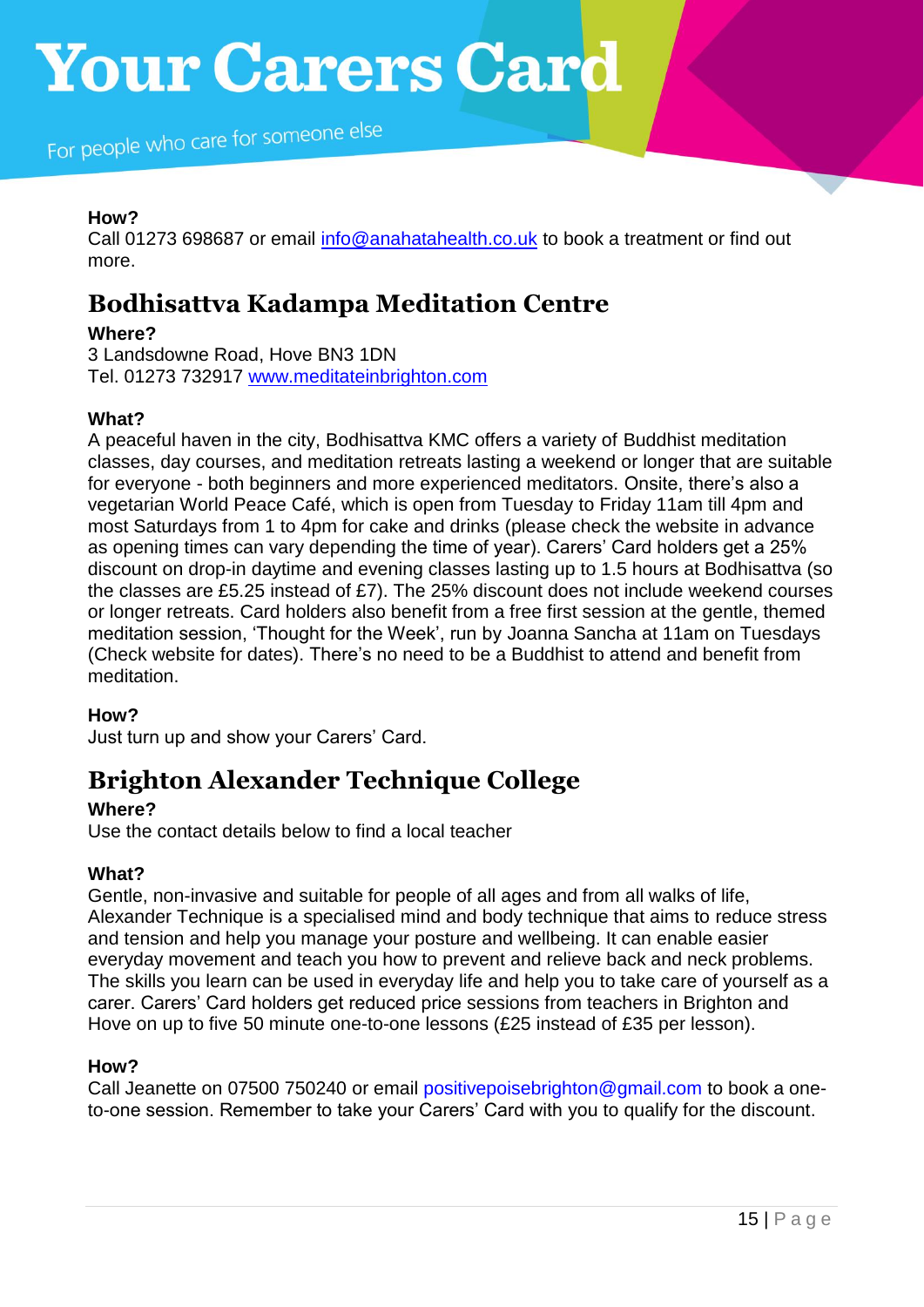**How?**
Call 01273 698687 or email info@anahatahealth.co.uk to book a treatment or find out more.

## Bodhisattva Kadampa Meditation Centre

**Where?**
3 Landsdowne Road, Hove BN3 1DN
Tel. 01273 732917 www.meditateinbrighton.com

**What?**
A peaceful haven in the city, Bodhisattva KMC offers a variety of Buddhist meditation classes, day courses, and meditation retreats lasting a weekend or longer that are suitable for everyone - both beginners and more experienced meditators. Onsite, there's also a vegetarian World Peace Café, which is open from Tuesday to Friday 11am till 4pm and most Saturdays from 1 to 4pm for cake and drinks (please check the website in advance as opening times can vary depending the time of year). Carers' Card holders get a 25% discount on drop-in daytime and evening classes lasting up to 1.5 hours at Bodhisattva (so the classes are £5.25 instead of £7). The 25% discount does not include weekend courses or longer retreats. Card holders also benefit from a free first session at the gentle, themed meditation session, 'Thought for the Week', run by Joanna Sancha at 11am on Tuesdays (Check website for dates). There's no need to be a Buddhist to attend and benefit from meditation.

**How?**
Just turn up and show your Carers' Card.

## Brighton Alexander Technique College

**Where?**
Use the contact details below to find a local teacher

**What?**
Gentle, non-invasive and suitable for people of all ages and from all walks of life, Alexander Technique is a specialised mind and body technique that aims to reduce stress and tension and help you manage your posture and wellbeing. It can enable easier everyday movement and teach you how to prevent and relieve back and neck problems. The skills you learn can be used in everyday life and help you to take care of yourself as a carer. Carers' Card holders get reduced price sessions from teachers in Brighton and Hove on up to five 50 minute one-to-one lessons (£25 instead of £35 per lesson).

**How?**
Call Jeanette on 07500 750240 or email positivepoisebrighton@gmail.com to book a one-to-one session. Remember to take your Carers' Card with you to qualify for the discount.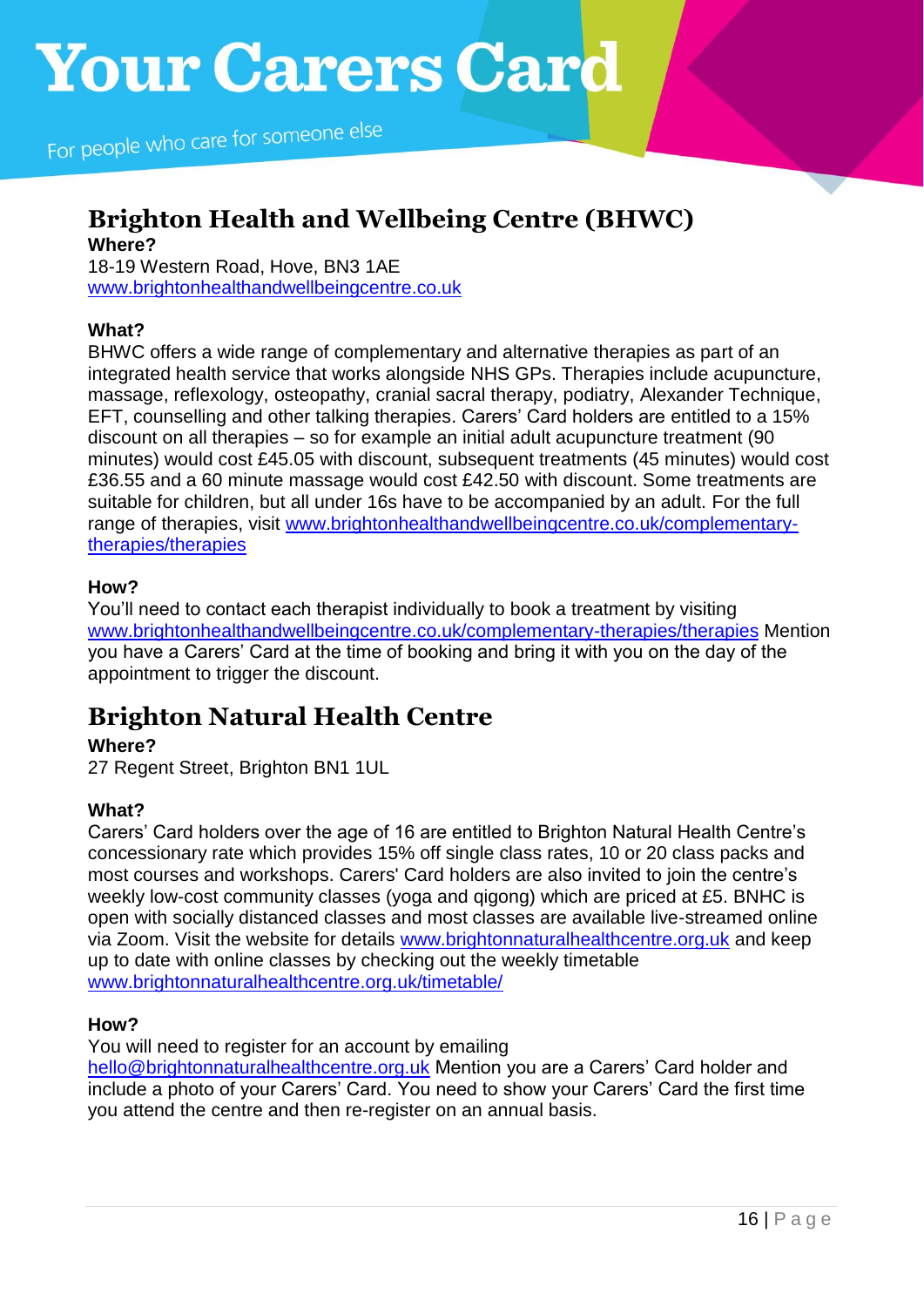## Brighton Health and Wellbeing Centre (BHWC)

**Where?**
18-19 Western Road, Hove, BN3 1AE
[www.brightonhealthandwellbeingcentre.co.uk](http://www.brightonhealthandwellbeingcentre.co.uk)

**What?**
BHWC offers a wide range of complementary and alternative therapies as part of an integrated health service that works alongside NHS GPs. Therapies include acupuncture, massage, reflexology, osteopathy, cranial sacral therapy, podiatry, Alexander Technique, EFT, counselling and other talking therapies. Carers' Card holders are entitled to a 15% discount on all therapies – so for example an initial adult acupuncture treatment (90 minutes) would cost £45.05 with discount, subsequent treatments (45 minutes) would cost £36.55 and a 60 minute massage would cost £42.50 with discount. Some treatments are suitable for children, but all under 16s have to be accompanied by an adult. For the full range of therapies, visit [www.brightonhealthandwellbeingcentre.co.uk/complementary-therapies/therapies](http://www.brightonhealthandwellbeingcentre.co.uk/complementary-therapies/therapies)

**How?**
You'll need to contact each therapist individually to book a treatment by visiting [www.brightonhealthandwellbeingcentre.co.uk/complementary-therapies/therapies](http://www.brightonhealthandwellbeingcentre.co.uk/complementary-therapies/therapies) Mention you have a Carers' Card at the time of booking and bring it with you on the day of the appointment to trigger the discount.

## Brighton Natural Health Centre

**Where?**
27 Regent Street, Brighton BN1 1UL

**What?**
Carers' Card holders over the age of 16 are entitled to Brighton Natural Health Centre's concessionary rate which provides 15% off single class rates, 10 or 20 class packs and most courses and workshops. Carers' Card holders are also invited to join the centre's weekly low-cost community classes (yoga and qigong) which are priced at £5. BNHC is open with socially distanced classes and most classes are available live-streamed online via Zoom. Visit the website for details [www.brightonnaturalhealthcentre.org.uk](http://www.brightonnaturalhealthcentre.org.uk) and keep up to date with online classes by checking out the weekly timetable [www.brightonnaturalhealthcentre.org.uk/timetable/](http://www.brightonnaturalhealthcentre.org.uk/timetable/)

**How?**
You will need to register for an account by emailing [hello@brightonnaturalhealthcentre.org.uk](mailto:hello@brightonnaturalhealthcentre.org.uk) Mention you are a Carers' Card holder and include a photo of your Carers' Card. You need to show your Carers' Card the first time you attend the centre and then re-register on an annual basis.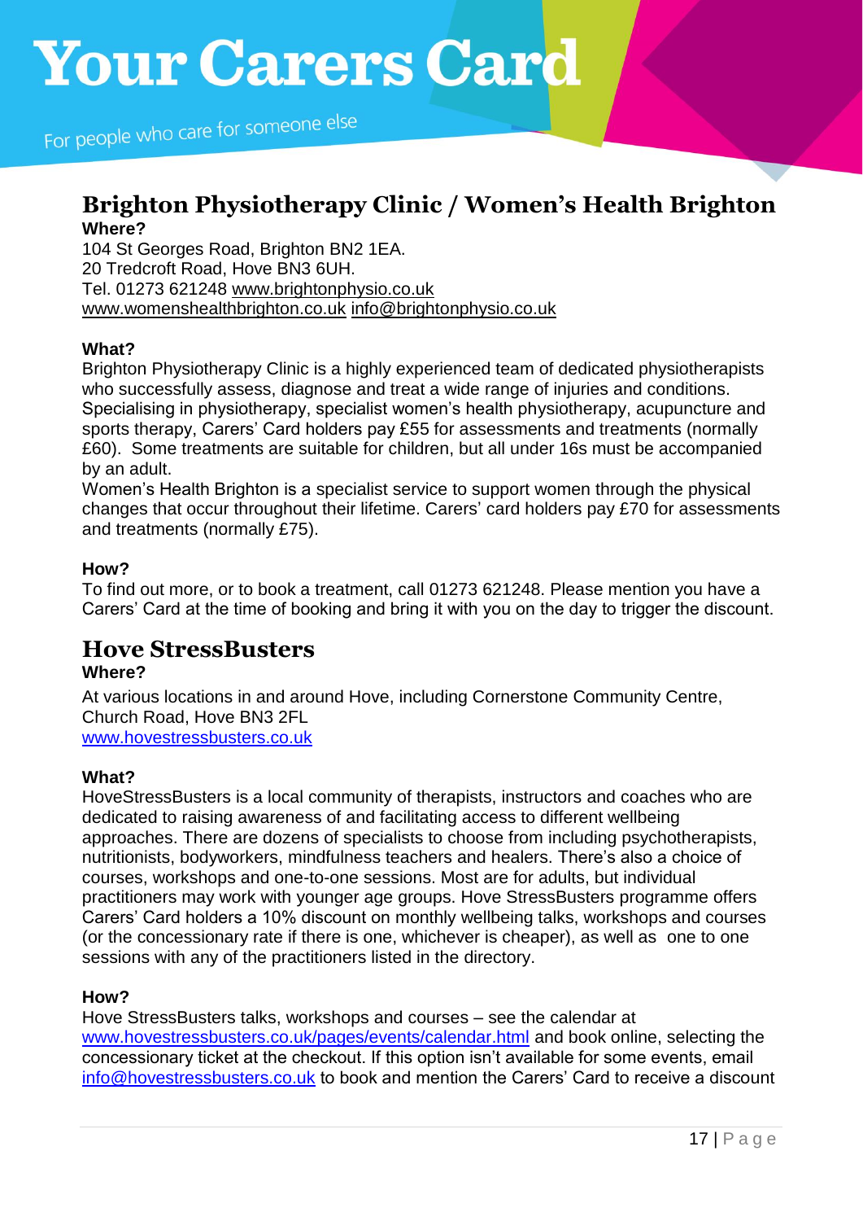## Brighton Physiotherapy Clinic / Women's Health Brighton

**Where?**

104 St Georges Road, Brighton BN2 1EA.
20 Tredcroft Road, Hove BN3 6UH.
Tel. 01273 621248 www.brightonphysio.co.uk
www.womenshealthbrighton.co.uk info@brightonphysio.co.uk

**What?**

Brighton Physiotherapy Clinic is a highly experienced team of dedicated physiotherapists who successfully assess, diagnose and treat a wide range of injuries and conditions. Specialising in physiotherapy, specialist women's health physiotherapy, acupuncture and sports therapy, Carers' Card holders pay £55 for assessments and treatments (normally £60). Some treatments are suitable for children, but all under 16s must be accompanied by an adult.
Women's Health Brighton is a specialist service to support women through the physical changes that occur throughout their lifetime. Carers' card holders pay £70 for assessments and treatments (normally £75).

**How?**

To find out more, or to book a treatment, call 01273 621248. Please mention you have a Carers' Card at the time of booking and bring it with you on the day to trigger the discount.

## Hove StressBusters

**Where?**

At various locations in and around Hove, including Cornerstone Community Centre, Church Road, Hove BN3 2FL
www.hovestressbusters.co.uk

**What?**

HoveStressBusters is a local community of therapists, instructors and coaches who are dedicated to raising awareness of and facilitating access to different wellbeing approaches. There are dozens of specialists to choose from including psychotherapists, nutritionists, bodyworkers, mindfulness teachers and healers. There's also a choice of courses, workshops and one-to-one sessions. Most are for adults, but individual practitioners may work with younger age groups. Hove StressBusters programme offers Carers' Card holders a 10% discount on monthly wellbeing talks, workshops and courses (or the concessionary rate if there is one, whichever is cheaper), as well as one to one sessions with any of the practitioners listed in the directory.

**How?**

Hove StressBusters talks, workshops and courses – see the calendar at www.hovestressbusters.co.uk/pages/events/calendar.html and book online, selecting the concessionary ticket at the checkout. If this option isn't available for some events, email info@hovestressbusters.co.uk to book and mention the Carers' Card to receive a discount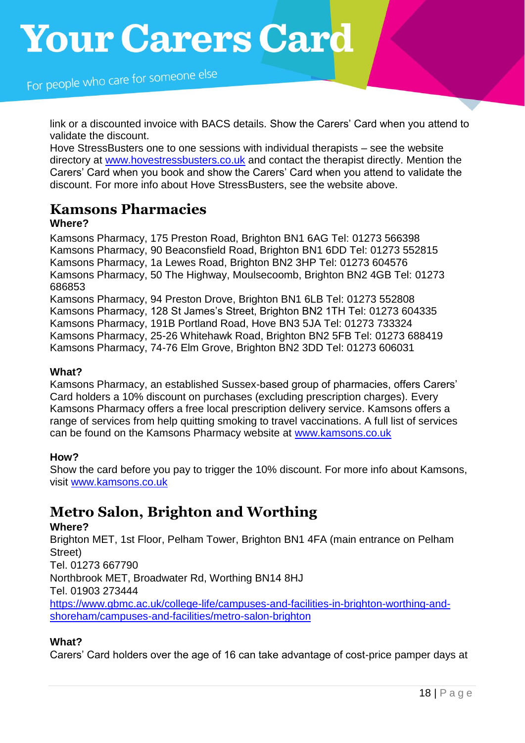link or a discounted invoice with BACS details. Show the Carers' Card when you attend to validate the discount.
Hove StressBusters one to one sessions with individual therapists – see the website directory at [www.hovestressbusters.co.uk](http://www.hovestressbusters.co.uk) and contact the therapist directly. Mention the Carers' Card when you book and show the Carers' Card when you attend to validate the discount. For more info about Hove StressBusters, see the website above.

## Kamsons Pharmacies

**Where?**

Kamsons Pharmacy, 175 Preston Road, Brighton BN1 6AG Tel: 01273 566398
Kamsons Pharmacy, 90 Beaconsfield Road, Brighton BN1 6DD Tel: 01273 552815
Kamsons Pharmacy, 1a Lewes Road, Brighton BN2 3HP Tel: 01273 604576
Kamsons Pharmacy, 50 The Highway, Moulsecoomb, Brighton BN2 4GB Tel: 01273 686853
Kamsons Pharmacy, 94 Preston Drove, Brighton BN1 6LB Tel: 01273 552808
Kamsons Pharmacy, 128 St James's Street, Brighton BN2 1TH Tel: 01273 604335
Kamsons Pharmacy, 191B Portland Road, Hove BN3 5JA Tel: 01273 733324
Kamsons Pharmacy, 25-26 Whitehawk Road, Brighton BN2 5FB Tel: 01273 688419
Kamsons Pharmacy, 74-76 Elm Grove, Brighton BN2 3DD Tel: 01273 606031

**What?**

Kamsons Pharmacy, an established Sussex-based group of pharmacies, offers Carers' Card holders a 10% discount on purchases (excluding prescription charges). Every Kamsons Pharmacy offers a free local prescription delivery service. Kamsons offers a range of services from help quitting smoking to travel vaccinations. A full list of services can be found on the Kamsons Pharmacy website at [www.kamsons.co.uk](http://www.kamsons.co.uk)

**How?**

Show the card before you pay to trigger the 10% discount. For more info about Kamsons, visit [www.kamsons.co.uk](http://www.kamsons.co.uk)

## Metro Salon, Brighton and Worthing

**Where?**

Brighton MET, 1st Floor, Pelham Tower, Brighton BN1 4FA (main entrance on Pelham Street)
Tel. 01273 667790
Northbrook MET, Broadwater Rd, Worthing BN14 8HJ
Tel. 01903 273444
[https://www.gbmc.ac.uk/college-life/campuses-and-facilities-in-brighton-worthing-and-shoreham/campuses-and-facilities/metro-salon-brighton](https://www.gbmc.ac.uk/college-life/campuses-and-facilities-in-brighton-worthing-and-shoreham/campuses-and-facilities/metro-salon-brighton)

**What?**

Carers' Card holders over the age of 16 can take advantage of cost-price pamper days at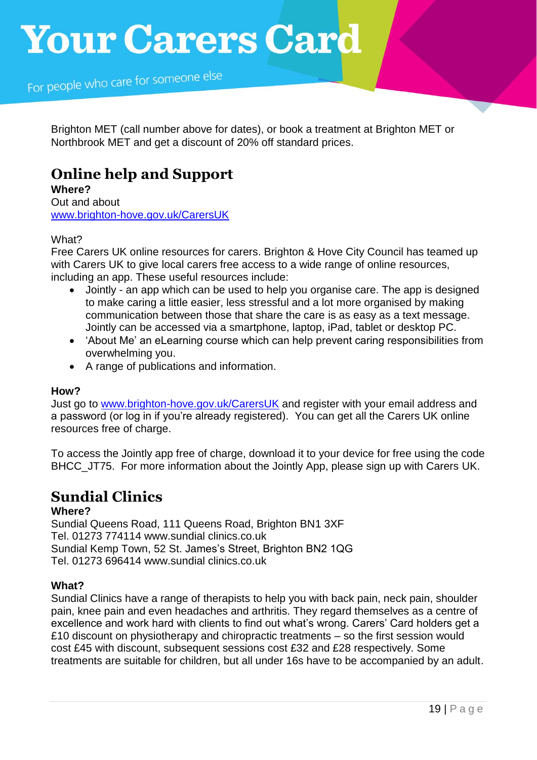Brighton MET (call number above for dates), or book a treatment at Brighton MET or Northbrook MET and get a discount of 20% off standard prices.

## Online help and Support

**Where?**
Out and about
[www.brighton-hove.gov.uk/CarersUK](www.brighton-hove.gov.uk/CarersUK)

What?
Free Carers UK online resources for carers. Brighton & Hove City Council has teamed up with Carers UK to give local carers free access to a wide range of online resources, including an app. These useful resources include:

- Jointly - an app which can be used to help you organise care. The app is designed to make caring a little easier, less stressful and a lot more organised by making communication between those that share the care is as easy as a text message. Jointly can be accessed via a smartphone, laptop, iPad, tablet or desktop PC.
- 'About Me' an eLearning course which can help prevent caring responsibilities from overwhelming you.
- A range of publications and information.

**How?**
Just go to [www.brighton-hove.gov.uk/CarersUK](www.brighton-hove.gov.uk/CarersUK) and register with your email address and a password (or log in if you're already registered). You can get all the Carers UK online resources free of charge.

To access the Jointly app free of charge, download it to your device for free using the code BHCC_JT75. For more information about the Jointly App, please sign up with Carers UK.

## Sundial Clinics

**Where?**
Sundial Queens Road, 111 Queens Road, Brighton BN1 3XF
Tel. 01273 774114 www.sundial clinics.co.uk
Sundial Kemp Town, 52 St. James's Street, Brighton BN2 1QG
Tel. 01273 696414 www.sundial clinics.co.uk

**What?**
Sundial Clinics have a range of therapists to help you with back pain, neck pain, shoulder pain, knee pain and even headaches and arthritis. They regard themselves as a centre of excellence and work hard with clients to find out what's wrong. Carers' Card holders get a £10 discount on physiotherapy and chiropractic treatments – so the first session would cost £45 with discount, subsequent sessions cost £32 and £28 respectively. Some treatments are suitable for children, but all under 16s have to be accompanied by an adult.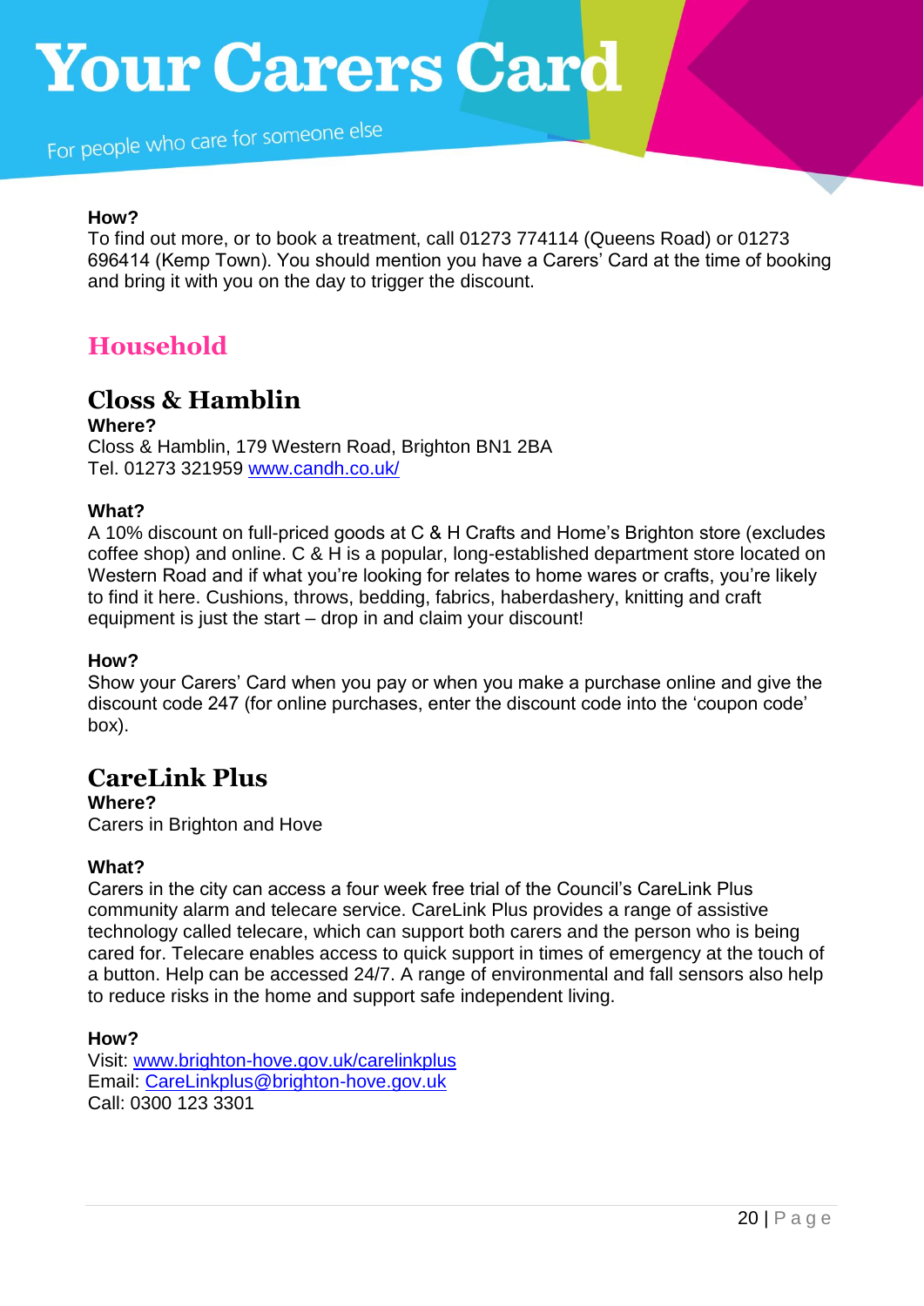**How?**
To find out more, or to book a treatment, call 01273 774114 (Queens Road) or 01273 696414 (Kemp Town). You should mention you have a Carers' Card at the time of booking and bring it with you on the day to trigger the discount.

## Household

### Closs & Hamblin

**Where?**
Closs & Hamblin, 179 Western Road, Brighton BN1 2BA
Tel. 01273 321959 [www.candh.co.uk/](www.candh.co.uk/)

**What?**
A 10% discount on full-priced goods at C & H Crafts and Home's Brighton store (excludes coffee shop) and online. C & H is a popular, long-established department store located on Western Road and if what you're looking for relates to home wares or crafts, you're likely to find it here. Cushions, throws, bedding, fabrics, haberdashery, knitting and craft equipment is just the start – drop in and claim your discount!

**How?**
Show your Carers' Card when you pay or when you make a purchase online and give the discount code 247 (for online purchases, enter the discount code into the 'coupon code' box).

### CareLink Plus

**Where?**
Carers in Brighton and Hove

**What?**
Carers in the city can access a four week free trial of the Council's CareLink Plus community alarm and telecare service. CareLink Plus provides a range of assistive technology called telecare, which can support both carers and the person who is being cared for. Telecare enables access to quick support in times of emergency at the touch of a button. Help can be accessed 24/7. A range of environmental and fall sensors also help to reduce risks in the home and support safe independent living.

**How?**
Visit: [www.brighton-hove.gov.uk/carelinkplus](www.brighton-hove.gov.uk/carelinkplus)
Email: [CareLinkplus@brighton-hove.gov.uk](mailto:CareLinkplus@brighton-hove.gov.uk)
Call: 0300 123 3301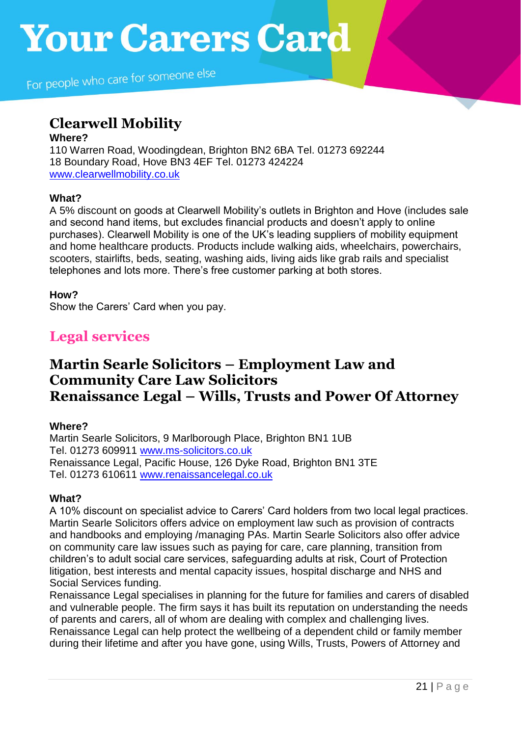## Clearwell Mobility

**Where?**
110 Warren Road, Woodingdean, Brighton BN2 6BA Tel. 01273 692244
18 Boundary Road, Hove BN3 4EF Tel. 01273 424224
www.clearwellmobility.co.uk

**What?**
A 5% discount on goods at Clearwell Mobility's outlets in Brighton and Hove (includes sale and second hand items, but excludes financial products and doesn't apply to online purchases). Clearwell Mobility is one of the UK's leading suppliers of mobility equipment and home healthcare products. Products include walking aids, wheelchairs, powerchairs, scooters, stairlifts, beds, seating, washing aids, living aids like grab rails and specialist telephones and lots more. There's free customer parking at both stores.

**How?**
Show the Carers' Card when you pay.

# Legal services

## Martin Searle Solicitors – Employment Law and Community Care Law Solicitors
## Renaissance Legal – Wills, Trusts and Power Of Attorney

**Where?**
Martin Searle Solicitors, 9 Marlborough Place, Brighton BN1 1UB
Tel. 01273 609911 www.ms-solicitors.co.uk
Renaissance Legal, Pacific House, 126 Dyke Road, Brighton BN1 3TE
Tel. 01273 610611 www.renaissancelegal.co.uk

**What?**
A 10% discount on specialist advice to Carers' Card holders from two local legal practices. Martin Searle Solicitors offers advice on employment law such as provision of contracts and handbooks and employing /managing PAs. Martin Searle Solicitors also offer advice on community care law issues such as paying for care, care planning, transition from children's to adult social care services, safeguarding adults at risk, Court of Protection litigation, best interests and mental capacity issues, hospital discharge and NHS and Social Services funding.
Renaissance Legal specialises in planning for the future for families and carers of disabled and vulnerable people. The firm says it has built its reputation on understanding the needs of parents and carers, all of whom are dealing with complex and challenging lives. Renaissance Legal can help protect the wellbeing of a dependent child or family member during their lifetime and after you have gone, using Wills, Trusts, Powers of Attorney and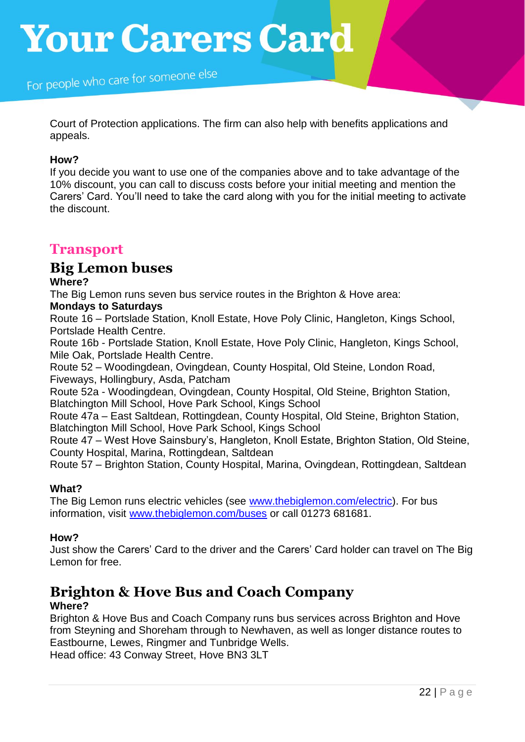Court of Protection applications. The firm can also help with benefits applications and appeals.

**How?**
If you decide you want to use one of the companies above and to take advantage of the 10% discount, you can call to discuss costs before your initial meeting and mention the Carers' Card. You'll need to take the card along with you for the initial meeting to activate the discount.

# Transport

## Big Lemon buses

**Where?**
The Big Lemon runs seven bus service routes in the Brighton & Hove area:
**Mondays to Saturdays**
Route 16 – Portslade Station, Knoll Estate, Hove Poly Clinic, Hangleton, Kings School, Portslade Health Centre.
Route 16b - Portslade Station, Knoll Estate, Hove Poly Clinic, Hangleton, Kings School, Mile Oak, Portslade Health Centre.
Route 52 – Woodingdean, Ovingdean, County Hospital, Old Steine, London Road, Fiveways, Hollingbury, Asda, Patcham
Route 52a - Woodingdean, Ovingdean, County Hospital, Old Steine, Brighton Station, Blatchington Mill School, Hove Park School, Kings School
Route 47a – East Saltdean, Rottingdean, County Hospital, Old Steine, Brighton Station, Blatchington Mill School, Hove Park School, Kings School
Route 47 – West Hove Sainsbury's, Hangleton, Knoll Estate, Brighton Station, Old Steine, County Hospital, Marina, Rottingdean, Saltdean
Route 57 – Brighton Station, County Hospital, Marina, Ovingdean, Rottingdean, Saltdean

**What?**
The Big Lemon runs electric vehicles (see www.thebiglemon.com/electric). For bus information, visit www.thebiglemon.com/buses or call 01273 681681.

**How?**
Just show the Carers' Card to the driver and the Carers' Card holder can travel on The Big Lemon for free.

## Brighton & Hove Bus and Coach Company

**Where?**
Brighton & Hove Bus and Coach Company runs bus services across Brighton and Hove from Steyning and Shoreham through to Newhaven, as well as longer distance routes to Eastbourne, Lewes, Ringmer and Tunbridge Wells.
Head office: 43 Conway Street, Hove BN3 3LT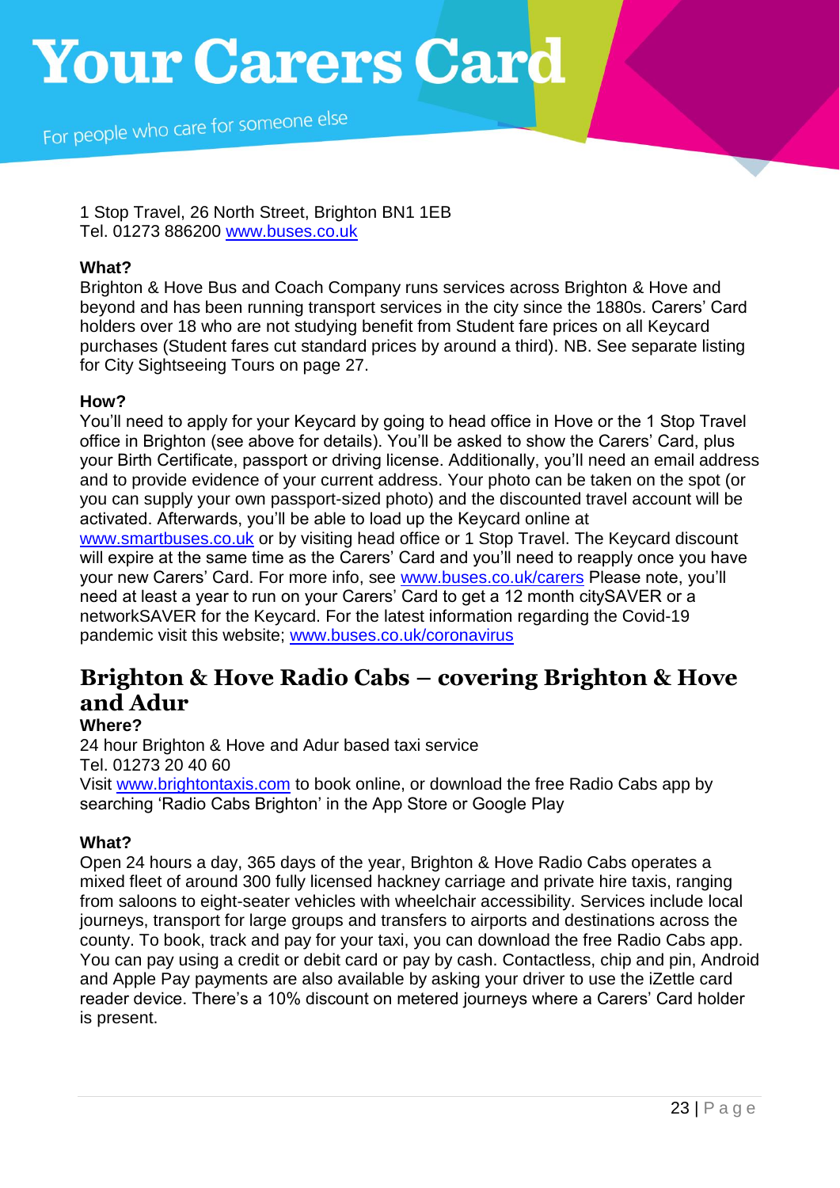1 Stop Travel, 26 North Street, Brighton BN1 1EB
Tel. 01273 886200 [www.buses.co.uk](http://www.buses.co.uk)

**What?**
Brighton & Hove Bus and Coach Company runs services across Brighton & Hove and beyond and has been running transport services in the city since the 1880s. Carers' Card holders over 18 who are not studying benefit from Student fare prices on all Keycard purchases (Student fares cut standard prices by around a third). NB. See separate listing for City Sightseeing Tours on page 27.

**How?**
You'll need to apply for your Keycard by going to head office in Hove or the 1 Stop Travel office in Brighton (see above for details). You'll be asked to show the Carers' Card, plus your Birth Certificate, passport or driving license. Additionally, you'll need an email address and to provide evidence of your current address. Your photo can be taken on the spot (or you can supply your own passport-sized photo) and the discounted travel account will be activated. Afterwards, you'll be able to load up the Keycard online at [www.smartbuses.co.uk](http://www.smartbuses.co.uk) or by visiting head office or 1 Stop Travel. The Keycard discount will expire at the same time as the Carers' Card and you'll need to reapply once you have your new Carers' Card. For more info, see [www.buses.co.uk/carers](http://www.buses.co.uk/carers) Please note, you'll need at least a year to run on your Carers' Card to get a 12 month citySAVER or a networkSAVER for the Keycard. For the latest information regarding the Covid-19 pandemic visit this website; [www.buses.co.uk/coronavirus](http://www.buses.co.uk/coronavirus)

## Brighton & Hove Radio Cabs – covering Brighton & Hove and Adur

**Where?**
24 hour Brighton & Hove and Adur based taxi service
Tel. 01273 20 40 60
Visit [www.brightontaxis.com](http://www.brightontaxis.com) to book online, or download the free Radio Cabs app by searching 'Radio Cabs Brighton' in the App Store or Google Play

**What?**
Open 24 hours a day, 365 days of the year, Brighton & Hove Radio Cabs operates a mixed fleet of around 300 fully licensed hackney carriage and private hire taxis, ranging from saloons to eight-seater vehicles with wheelchair accessibility. Services include local journeys, transport for large groups and transfers to airports and destinations across the county. To book, track and pay for your taxi, you can download the free Radio Cabs app. You can pay using a credit or debit card or pay by cash. Contactless, chip and pin, Android and Apple Pay payments are also available by asking your driver to use the iZettle card reader device. There's a 10% discount on metered journeys where a Carers' Card holder is present.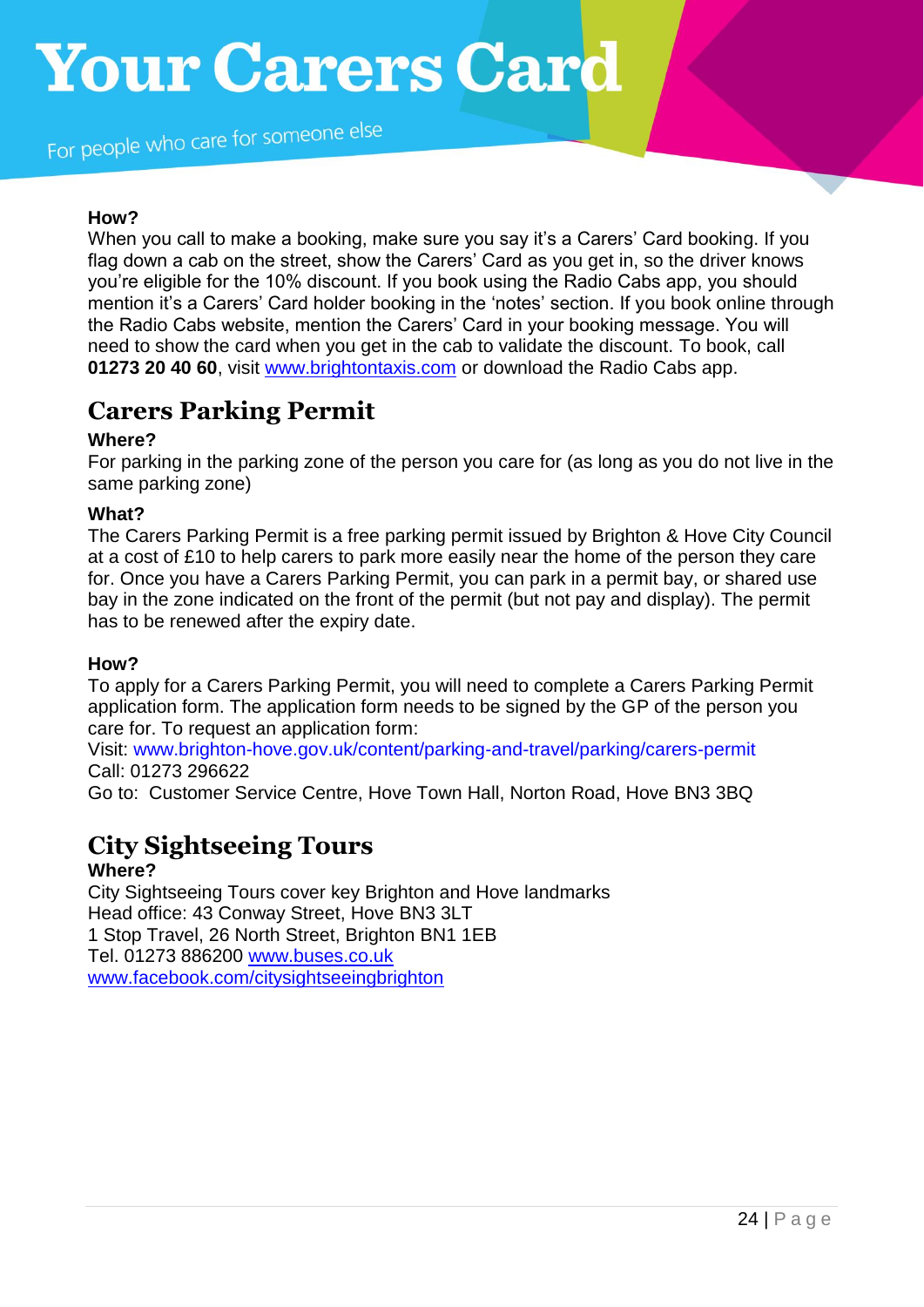**How?**

When you call to make a booking, make sure you say it's a Carers' Card booking. If you flag down a cab on the street, show the Carers' Card as you get in, so the driver knows you're eligible for the 10% discount. If you book using the Radio Cabs app, you should mention it's a Carers' Card holder booking in the 'notes' section. If you book online through the Radio Cabs website, mention the Carers' Card in your booking message. You will need to show the card when you get in the cab to validate the discount. To book, call **01273 20 40 60**, visit www.brightontaxis.com or download the Radio Cabs app.

## Carers Parking Permit

**Where?**

For parking in the parking zone of the person you care for (as long as you do not live in the same parking zone)

**What?**

The Carers Parking Permit is a free parking permit issued by Brighton & Hove City Council at a cost of £10 to help carers to park more easily near the home of the person they care for. Once you have a Carers Parking Permit, you can park in a permit bay, or shared use bay in the zone indicated on the front of the permit (but not pay and display). The permit has to be renewed after the expiry date.

**How?**

To apply for a Carers Parking Permit, you will need to complete a Carers Parking Permit application form. The application form needs to be signed by the GP of the person you care for. To request an application form:

Visit: www.brighton-hove.gov.uk/content/parking-and-travel/parking/carers-permit
Call: 01273 296622
Go to: Customer Service Centre, Hove Town Hall, Norton Road, Hove BN3 3BQ

## City Sightseeing Tours

**Where?**

City Sightseeing Tours cover key Brighton and Hove landmarks
Head office: 43 Conway Street, Hove BN3 3LT
1 Stop Travel, 26 North Street, Brighton BN1 1EB
Tel. 01273 886200 www.buses.co.uk
www.facebook.com/citysightseeingbrighton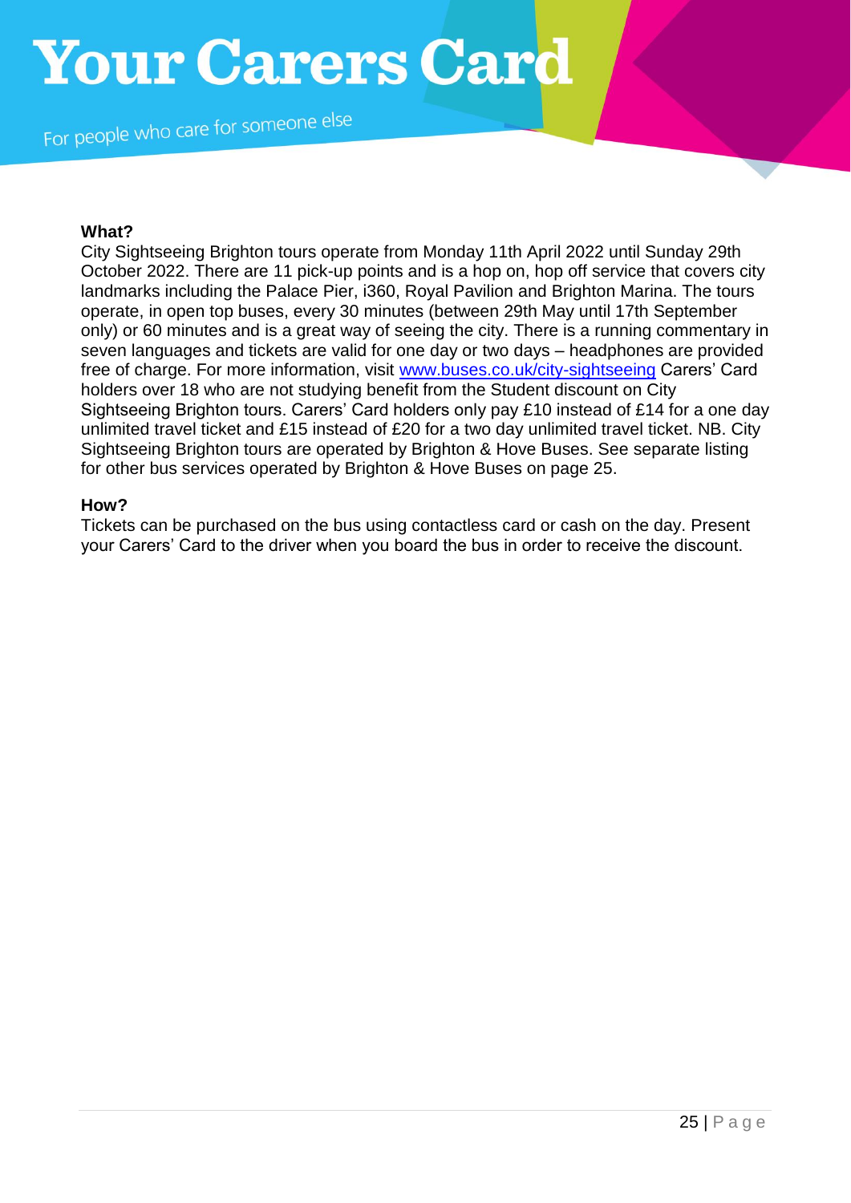**What?**

City Sightseeing Brighton tours operate from Monday 11th April 2022 until Sunday 29th October 2022. There are 11 pick-up points and is a hop on, hop off service that covers city landmarks including the Palace Pier, i360, Royal Pavilion and Brighton Marina. The tours operate, in open top buses, every 30 minutes (between 29th May until 17th September only) or 60 minutes and is a great way of seeing the city. There is a running commentary in seven languages and tickets are valid for one day or two days – headphones are provided free of charge. For more information, visit [www.buses.co.uk/city-sightseeing](www.buses.co.uk/city-sightseeing) Carers' Card holders over 18 who are not studying benefit from the Student discount on City Sightseeing Brighton tours. Carers' Card holders only pay £10 instead of £14 for a one day unlimited travel ticket and £15 instead of £20 for a two day unlimited travel ticket. NB. City Sightseeing Brighton tours are operated by Brighton & Hove Buses. See separate listing for other bus services operated by Brighton & Hove Buses on page 25.

**How?**

Tickets can be purchased on the bus using contactless card or cash on the day. Present your Carers' Card to the driver when you board the bus in order to receive the discount.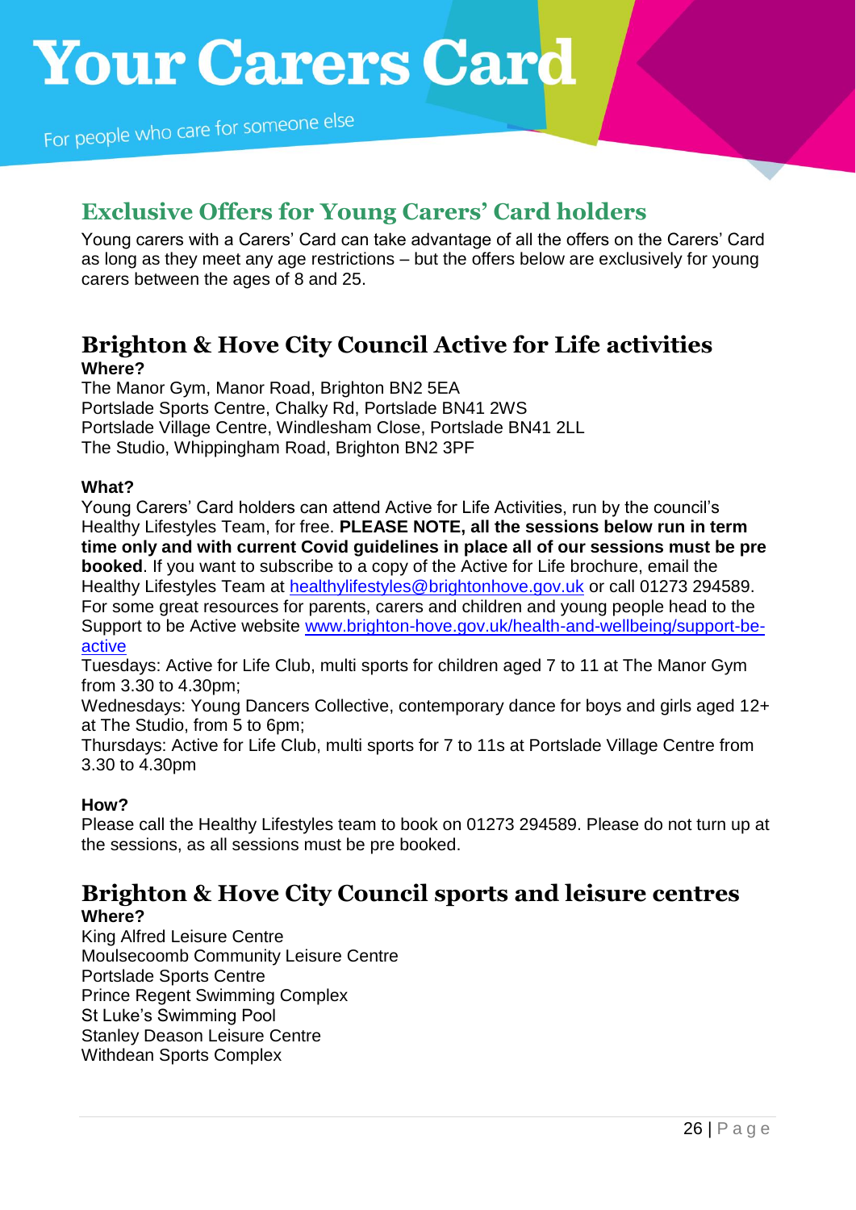# Your Carers Card

For people who care for someone else

## Exclusive Offers for Young Carers' Card holders

Young carers with a Carers' Card can take advantage of all the offers on the Carers' Card as long as they meet any age restrictions – but the offers below are exclusively for young carers between the ages of 8 and 25.

## Brighton & Hove City Council Active for Life activities

**Where?**

The Manor Gym, Manor Road, Brighton BN2 5EA
Portslade Sports Centre, Chalky Rd, Portslade BN41 2WS
Portslade Village Centre, Windlesham Close, Portslade BN41 2LL
The Studio, Whippingham Road, Brighton BN2 3PF

**What?**

Young Carers' Card holders can attend Active for Life Activities, run by the council's Healthy Lifestyles Team, for free. **PLEASE NOTE, all the sessions below run in term time only and with current Covid guidelines in place all of our sessions must be pre booked**. If you want to subscribe to a copy of the Active for Life brochure, email the Healthy Lifestyles Team at healthylifestyles@brightonhove.gov.uk or call 01273 294589. For some great resources for parents, carers and children and young people head to the Support to be Active website www.brighton-hove.gov.uk/health-and-wellbeing/support-be-active

Tuesdays: Active for Life Club, multi sports for children aged 7 to 11 at The Manor Gym from 3.30 to 4.30pm;

Wednesdays: Young Dancers Collective, contemporary dance for boys and girls aged 12+ at The Studio, from 5 to 6pm;

Thursdays: Active for Life Club, multi sports for 7 to 11s at Portslade Village Centre from 3.30 to 4.30pm

**How?**

Please call the Healthy Lifestyles team to book on 01273 294589. Please do not turn up at the sessions, as all sessions must be pre booked.

## Brighton & Hove City Council sports and leisure centres

**Where?**

King Alfred Leisure Centre
Moulsecoomb Community Leisure Centre
Portslade Sports Centre
Prince Regent Swimming Complex
St Luke's Swimming Pool
Stanley Deason Leisure Centre
Withdean Sports Complex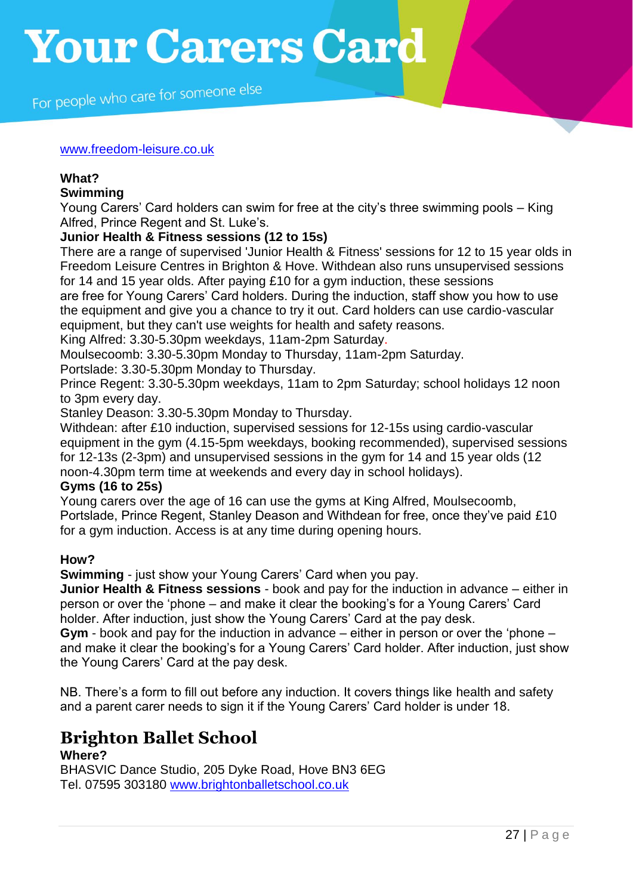www.freedom-leisure.co.uk

**What?**

**Swimming**

Young Carers' Card holders can swim for free at the city's three swimming pools – King Alfred, Prince Regent and St. Luke's.

**Junior Health & Fitness sessions (12 to 15s)**

There are a range of supervised 'Junior Health & Fitness' sessions for 12 to 15 year olds in Freedom Leisure Centres in Brighton & Hove. Withdean also runs unsupervised sessions for 14 and 15 year olds. After paying £10 for a gym induction, these sessions are free for Young Carers' Card holders. During the induction, staff show you how to use the equipment and give you a chance to try it out. Card holders can use cardio-vascular equipment, but they can't use weights for health and safety reasons.

King Alfred: 3.30-5.30pm weekdays, 11am-2pm Saturday.

Moulsecoomb: 3.30-5.30pm Monday to Thursday, 11am-2pm Saturday.

Portslade: 3.30-5.30pm Monday to Thursday.

Prince Regent: 3.30-5.30pm weekdays, 11am to 2pm Saturday; school holidays 12 noon to 3pm every day.

Stanley Deason: 3.30-5.30pm Monday to Thursday.

Withdean: after £10 induction, supervised sessions for 12-15s using cardio-vascular equipment in the gym (4.15-5pm weekdays, booking recommended), supervised sessions for 12-13s (2-3pm) and unsupervised sessions in the gym for 14 and 15 year olds (12 noon-4.30pm term time at weekends and every day in school holidays).

**Gyms (16 to 25s)**

Young carers over the age of 16 can use the gyms at King Alfred, Moulsecoomb, Portslade, Prince Regent, Stanley Deason and Withdean for free, once they've paid £10 for a gym induction. Access is at any time during opening hours.

**How?**

**Swimming** - just show your Young Carers' Card when you pay.

**Junior Health & Fitness sessions** - book and pay for the induction in advance – either in person or over the 'phone – and make it clear the booking's for a Young Carers' Card holder. After induction, just show the Young Carers' Card at the pay desk.

**Gym** - book and pay for the induction in advance – either in person or over the 'phone – and make it clear the booking's for a Young Carers' Card holder. After induction, just show the Young Carers' Card at the pay desk.

NB. There's a form to fill out before any induction. It covers things like health and safety and a parent carer needs to sign it if the Young Carers' Card holder is under 18.

## Brighton Ballet School

**Where?**

BHASVIC Dance Studio, 205 Dyke Road, Hove BN3 6EG

Tel. 07595 303180 www.brightonballetschool.co.uk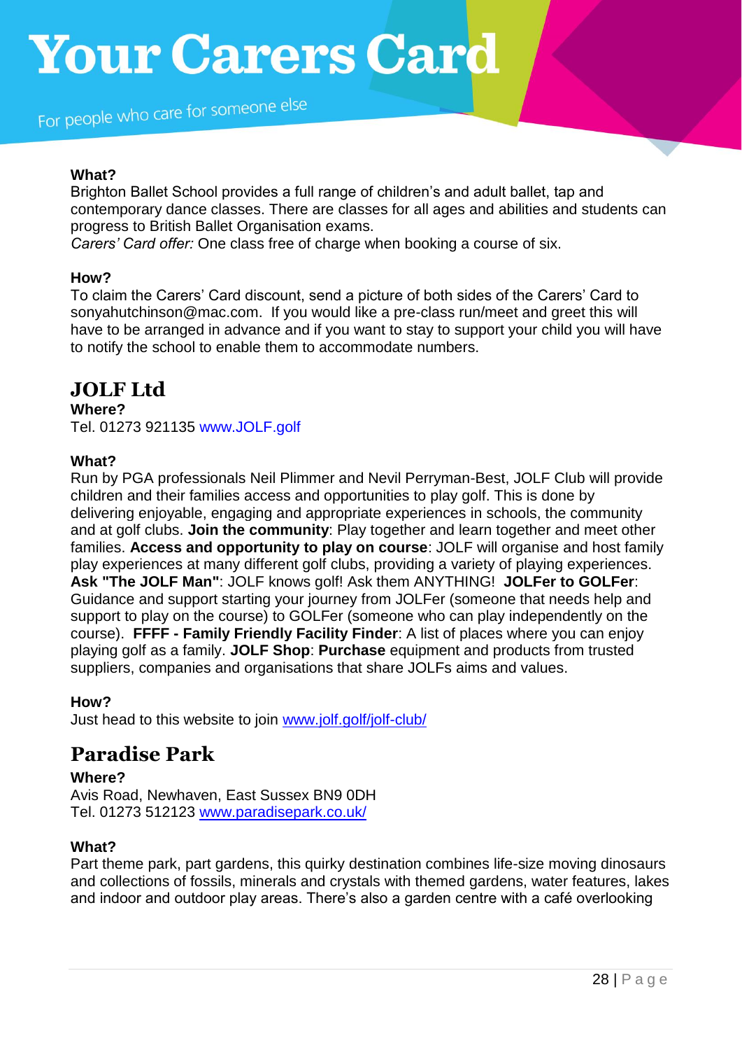**What?**

Brighton Ballet School provides a full range of children's and adult ballet, tap and contemporary dance classes. There are classes for all ages and abilities and students can progress to British Ballet Organisation exams.

*Carers' Card offer:* One class free of charge when booking a course of six.

**How?**

To claim the Carers' Card discount, send a picture of both sides of the Carers' Card to sonyahutchinson@mac.com. If you would like a pre-class run/meet and greet this will have to be arranged in advance and if you want to stay to support your child you will have to notify the school to enable them to accommodate numbers.

## JOLF Ltd

**Where?**

Tel. 01273 921135 www.JOLF.golf

**What?**

Run by PGA professionals Neil Plimmer and Nevil Perryman-Best, JOLF Club will provide children and their families access and opportunities to play golf. This is done by delivering enjoyable, engaging and appropriate experiences in schools, the community and at golf clubs. **Join the community**: Play together and learn together and meet other families. **Access and opportunity to play on course**: JOLF will organise and host family play experiences at many different golf clubs, providing a variety of playing experiences. **Ask "The JOLF Man"**: JOLF knows golf! Ask them ANYTHING! **JOLFer to GOLFer**: Guidance and support starting your journey from JOLFer (someone that needs help and support to play on the course) to GOLFer (someone who can play independently on the course). **FFFF - Family Friendly Facility Finder**: A list of places where you can enjoy playing golf as a family. **JOLF Shop**: **Purchase** equipment and products from trusted suppliers, companies and organisations that share JOLFs aims and values.

**How?**

Just head to this website to join www.jolf.golf/jolf-club/

## Paradise Park

**Where?**

Avis Road, Newhaven, East Sussex BN9 0DH
Tel. 01273 512123 www.paradisepark.co.uk/

**What?**

Part theme park, part gardens, this quirky destination combines life-size moving dinosaurs and collections of fossils, minerals and crystals with themed gardens, water features, lakes and indoor and outdoor play areas. There's also a garden centre with a café overlooking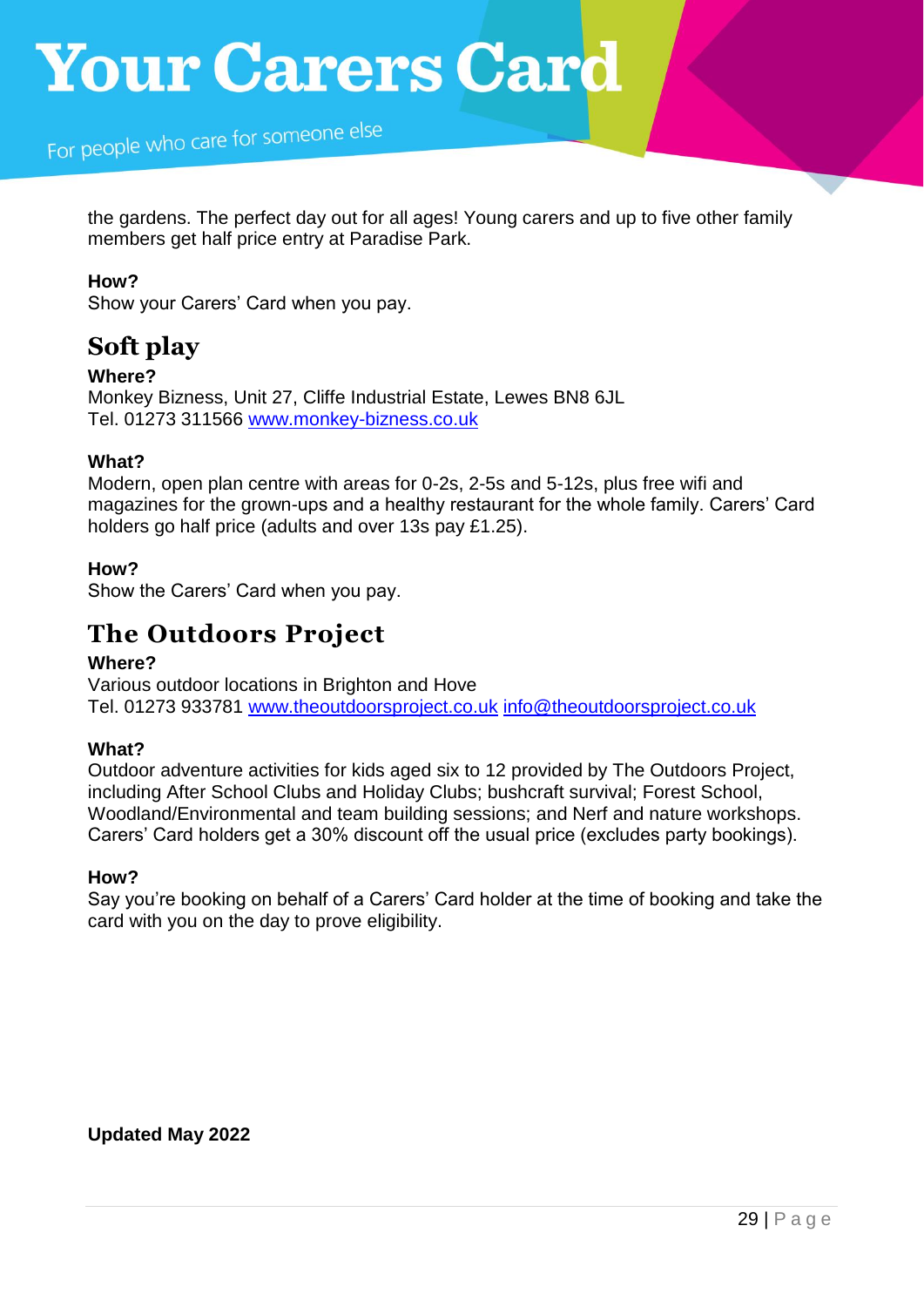the gardens. The perfect day out for all ages! Young carers and up to five other family members get half price entry at Paradise Park.

**How?**
Show your Carers' Card when you pay.

## Soft play

**Where?**
Monkey Bizness, Unit 27, Cliffe Industrial Estate, Lewes BN8 6JL
Tel. 01273 311566 www.monkey-bizness.co.uk

**What?**
Modern, open plan centre with areas for 0-2s, 2-5s and 5-12s, plus free wifi and magazines for the grown-ups and a healthy restaurant for the whole family. Carers' Card holders go half price (adults and over 13s pay £1.25).

**How?**
Show the Carers' Card when you pay.

## The Outdoors Project

**Where?**
Various outdoor locations in Brighton and Hove
Tel. 01273 933781 www.theoutdoorsproject.co.uk info@theoutdoorsproject.co.uk

**What?**
Outdoor adventure activities for kids aged six to 12 provided by The Outdoors Project, including After School Clubs and Holiday Clubs; bushcraft survival; Forest School, Woodland/Environmental and team building sessions; and Nerf and nature workshops. Carers' Card holders get a 30% discount off the usual price (excludes party bookings).

**How?**
Say you're booking on behalf of a Carers' Card holder at the time of booking and take the card with you on the day to prove eligibility.

**Updated May 2022**